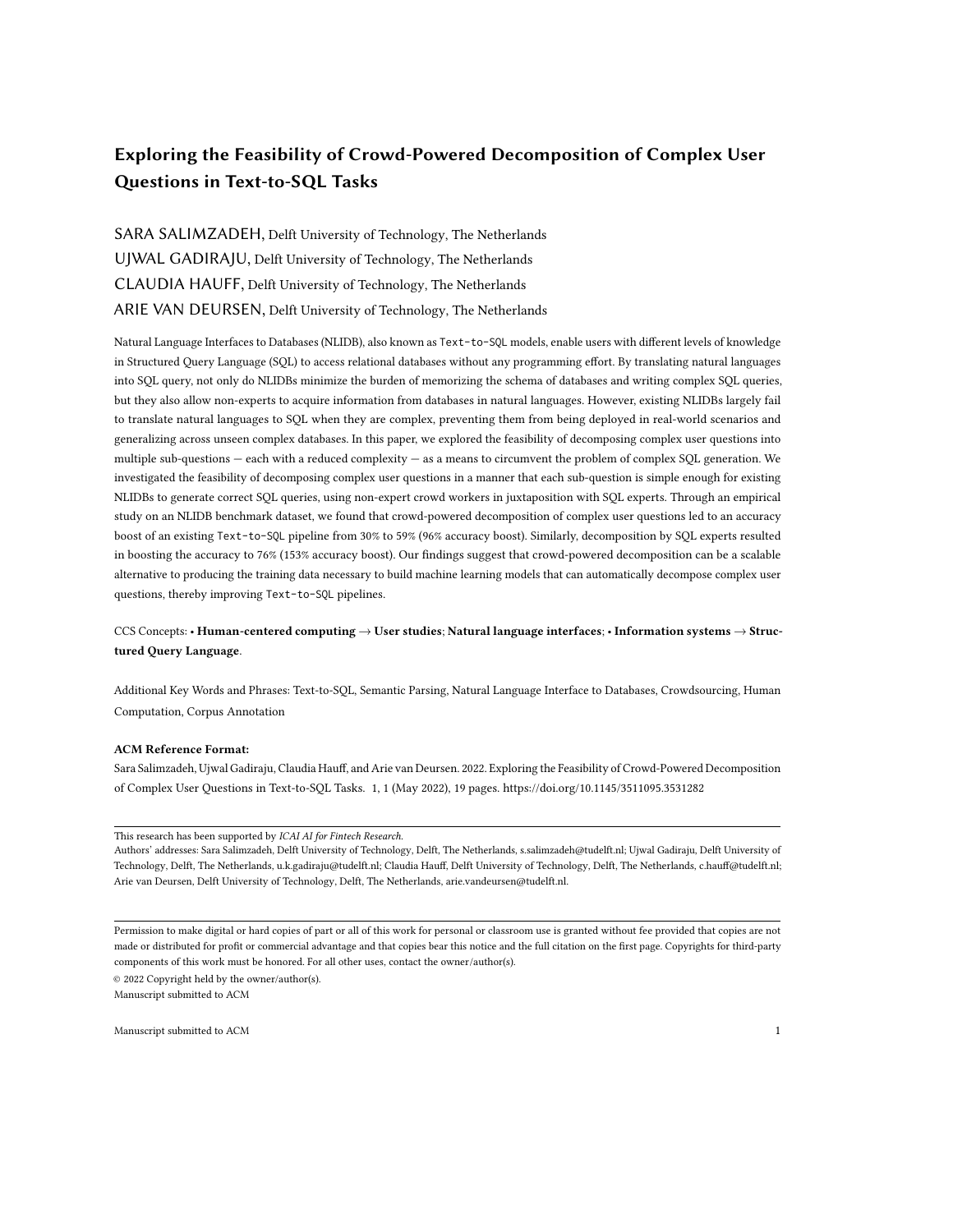# Exploring the Feasibility of Crowd-Powered Decomposition of Complex User Questions in Text-to-SQL Tasks

SARA SALIMZADEH, Delft University of Technology, The Netherlands

UJWAL GADIRAJU, Delft University of Technology, The Netherlands

CLAUDIA HAUFF, Delft University of Technology, The Netherlands

ARIE VAN DEURSEN, Delft University of Technology, The Netherlands

Natural Language Interfaces to Databases (NLIDB), also known as `Text-to-SQL` models, enable users with different levels of knowledge in Structured Query Language (SQL) to access relational databases without any programming effort. By translating natural languages into SQL query, not only do NLIDBs minimize the burden of memorizing the schema of databases and writing complex SQL queries, but they also allow non-experts to acquire information from databases in natural languages. However, existing NLIDBs largely fail to translate natural languages to SQL when they are complex, preventing them from being deployed in real-world scenarios and generalizing across unseen complex databases. In this paper, we explored the feasibility of decomposing complex user questions into multiple sub-questions — each with a reduced complexity — as a means to circumvent the problem of complex SQL generation. We investigated the feasibility of decomposing complex user questions in a manner that each sub-question is simple enough for existing NLIDBs to generate correct SQL queries, using non-expert crowd workers in juxtaposition with SQL experts. Through an empirical study on an NLIDB benchmark dataset, we found that crowd-powered decomposition of complex user questions led to an accuracy boost of an existing `Text-to-SQL` pipeline from 30% to 59% (96% accuracy boost). Similarly, decomposition by SQL experts resulted in boosting the accuracy to 76% (153% accuracy boost). Our findings suggest that crowd-powered decomposition can be a scalable alternative to producing the training data necessary to build machine learning models that can automatically decompose complex user questions, thereby improving `Text-to-SQL` pipelines.

CCS Concepts: • **Human-centered computing → User studies**; **Natural language interfaces**; • **Information systems → Structured Query Language**.

Additional Key Words and Phrases: Text-to-SQL, Semantic Parsing, Natural Language Interface to Databases, Crowdsourcing, Human Computation, Corpus Annotation

**ACM Reference Format:**

Sara Salimzadeh, Ujwal Gadiraju, Claudia Hauff, and Arie van Deursen. 2022. Exploring the Feasibility of Crowd-Powered Decomposition of Complex User Questions in Text-to-SQL Tasks. 1, 1 (May 2022), 19 pages. https://doi.org/10.1145/3511095.3531282

---

This research has been supported by *ICAI AI for Fintech Research*.

Authors' addresses: Sara Salimzadeh, Delft University of Technology, Delft, The Netherlands, s.salimzadeh@tudelft.nl; Ujwal Gadiraju, Delft University of Technology, Delft, The Netherlands, u.k.gadiraju@tudelft.nl; Claudia Hauff, Delft University of Technology, Delft, The Netherlands, c.hauff@tudelft.nl; Arie van Deursen, Delft University of Technology, Delft, The Netherlands, arie.vandeursen@tudelft.nl.

---

Permission to make digital or hard copies of part or all of this work for personal or classroom use is granted without fee provided that copies are not made or distributed for profit or commercial advantage and that copies bear this notice and the full citation on the first page. Copyrights for third-party components of this work must be honored. For all other uses, contact the owner/author(s).

© 2022 Copyright held by the owner/author(s).

Manuscript submitted to ACM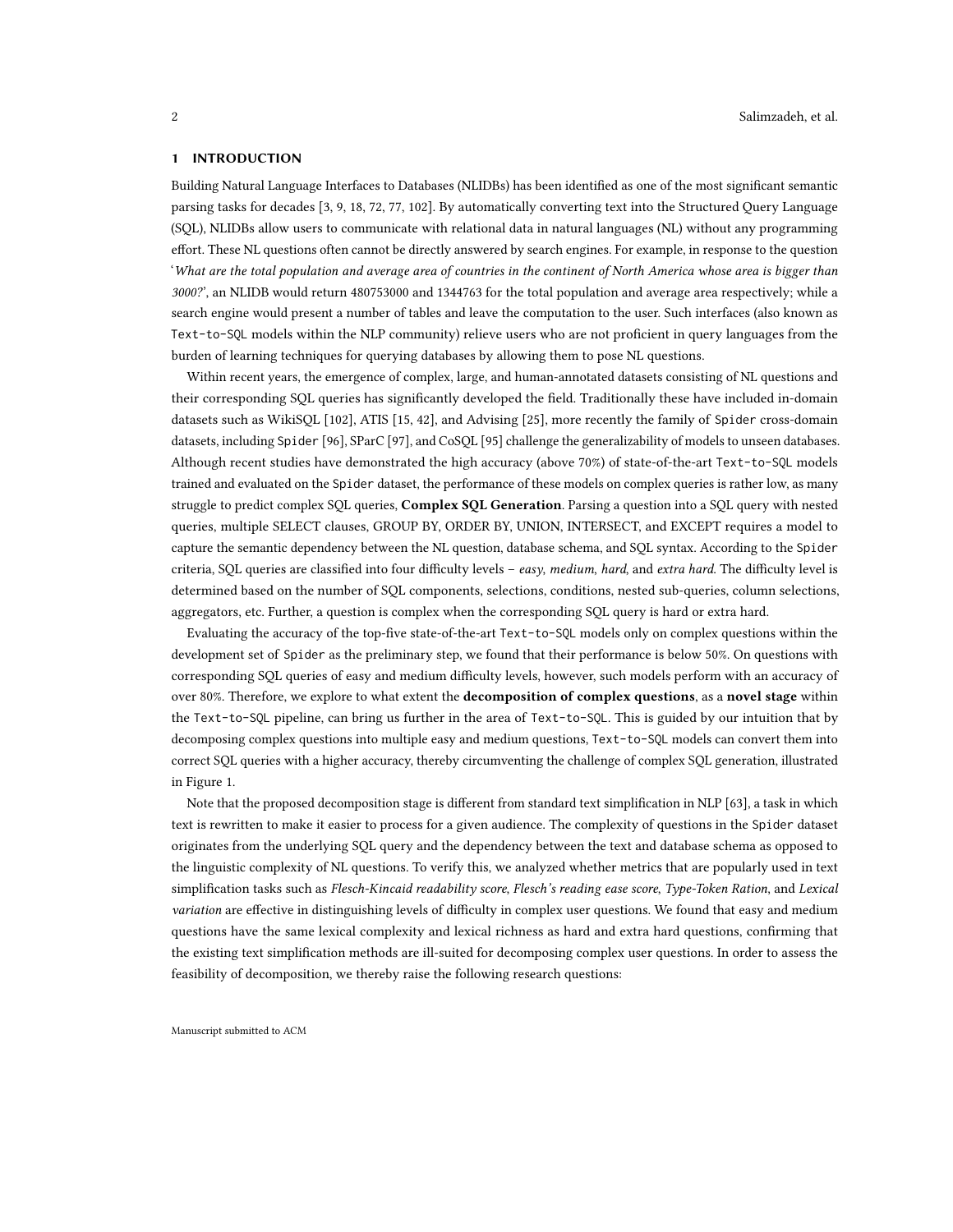## 1 INTRODUCTION

Building Natural Language Interfaces to Databases (NLIDBs) has been identified as one of the most significant semantic parsing tasks for decades [3, 9, 18, 72, 77, 102]. By automatically converting text into the Structured Query Language (SQL), NLIDBs allow users to communicate with relational data in natural languages (NL) without any programming effort. These NL questions often cannot be directly answered by search engines. For example, in response to the question '*What are the total population and average area of countries in the continent of North America whose area is bigger than 3000?*', an NLIDB would return 480753000 and 1344763 for the total population and average area respectively; while a search engine would present a number of tables and leave the computation to the user. Such interfaces (also known as `Text-to-SQL` models within the NLP community) relieve users who are not proficient in query languages from the burden of learning techniques for querying databases by allowing them to pose NL questions.

Within recent years, the emergence of complex, large, and human-annotated datasets consisting of NL questions and their corresponding SQL queries has significantly developed the field. Traditionally these have included in-domain datasets such as WikiSQL [102], ATIS [15, 42], and Advising [25], more recently the family of `Spider` cross-domain datasets, including `Spider` [96], SParC [97], and CoSQL [95] challenge the generalizability of models to unseen databases. Although recent studies have demonstrated the high accuracy (above 70%) of state-of-the-art `Text-to-SQL` models trained and evaluated on the `Spider` dataset, the performance of these models on complex queries is rather low, as many struggle to predict complex SQL queries, **Complex SQL Generation**. Parsing a question into a SQL query with nested queries, multiple SELECT clauses, GROUP BY, ORDER BY, UNION, INTERSECT, and EXCEPT requires a model to capture the semantic dependency between the NL question, database schema, and SQL syntax. According to the `Spider` criteria, SQL queries are classified into four difficulty levels – *easy*, *medium*, *hard*, and *extra hard*. The difficulty level is determined based on the number of SQL components, selections, conditions, nested sub-queries, column selections, aggregators, etc. Further, a question is complex when the corresponding SQL query is hard or extra hard.

Evaluating the accuracy of the top-five state-of-the-art `Text-to-SQL` models only on complex questions within the development set of `Spider` as the preliminary step, we found that their performance is below 50%. On questions with corresponding SQL queries of easy and medium difficulty levels, however, such models perform with an accuracy of over 80%. Therefore, we explore to what extent the **decomposition of complex questions**, as a **novel stage** within the `Text-to-SQL` pipeline, can bring us further in the area of `Text-to-SQL`. This is guided by our intuition that by decomposing complex questions into multiple easy and medium questions, `Text-to-SQL` models can convert them into correct SQL queries with a higher accuracy, thereby circumventing the challenge of complex SQL generation, illustrated in Figure 1.

Note that the proposed decomposition stage is different from standard text simplification in NLP [63], a task in which text is rewritten to make it easier to process for a given audience. The complexity of questions in the `Spider` dataset originates from the underlying SQL query and the dependency between the text and database schema as opposed to the linguistic complexity of NL questions. To verify this, we analyzed whether metrics that are popularly used in text simplification tasks such as *Flesch-Kincaid readability score*, *Flesch's reading ease score*, *Type-Token Ration*, and *Lexical variation* are effective in distinguishing levels of difficulty in complex user questions. We found that easy and medium questions have the same lexical complexity and lexical richness as hard and extra hard questions, confirming that the existing text simplification methods are ill-suited for decomposing complex user questions. In order to assess the feasibility of decomposition, we thereby raise the following research questions: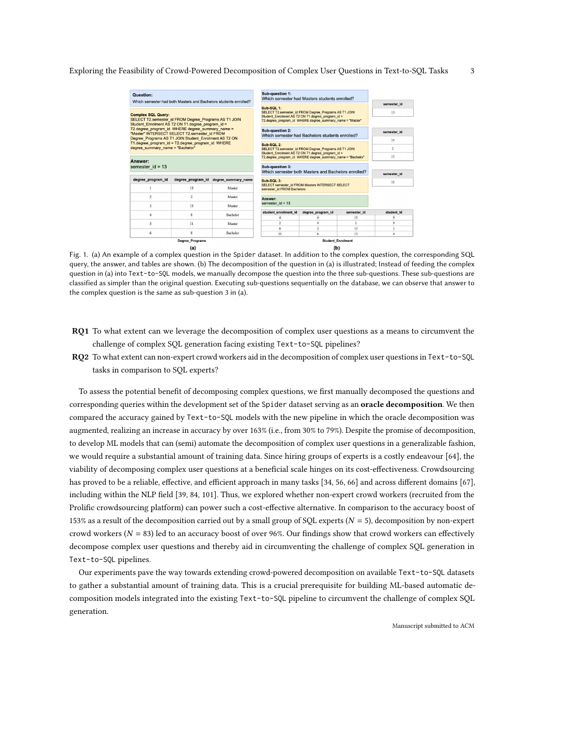**Question:**
Which semester had both Masters and Bachelors students enrolled?

**Complex SQL Query:**
SELECT T2.semester_id FROM Degree_Programs AS T1 JOIN Student_Enrolment AS T2 ON T1.degree_program_id = T2.degree_program_id WHERE degree_summary_name = "Master" INTERSECT SELECT T2.semester_id FROM Degree_Programs AS T1 JOIN Student_Enrolment AS T2 ON T1.degree_program_id = T2.degree_program_id WHERE degree_summary_name = "Bachelor"

**Answer:**
semester_id = 13

| degree_program_id | degree_program_id | degree_summary_name |
| --- | --- | --- |
| 1 | 13 | Master |
| 2 | 2 | Master |
| 3 | 13 | Master |
| 4 | 8 | Bachelor |
| 5 | 11 | Master |
| 6 | 8 | Bachelor |

Degree_Programs

(a)

**Sub-question 1:**
Which semester had Masters students enrolled?

**Sub-SQL 1:**
SELECT T2.semester_id FROM Degree_Programs AS T1 JOIN Student_Enrolment AS T2 ON T1.degree_program_id = T2.degree_program_id WHERE degree_summary_name = "Master"

| semester_id |
| --- |
| 13 |

**Sub-question 2:**
Which semester had Bachelors students enrolled?

**Sub-SQL 2:**
SELECT T2.semester_id FROM Degree_Programs AS T1 JOIN Student_Enrolment AS T2 ON T1.degree_program_id = T2.degree_program_id WHERE degree_summary_name = "Bachelor"

| semester_id |
| --- |
| 15 |
| 2 |
| 13 |

**Sub-question 3:**
Which semester both Masters and Bachelors enrolled?

**Sub-SQL 3:**
SELECT semester_id FROM Masters INTERSECT SELECT semester_id FROM Bachelors

| semester_id |
| --- |
| 13 |

**Answer:**
semester_id = 13

| student_enrolment_id | degree_program_id | semester_id | student_id |
| --- | --- | --- | --- |
| 4 | 4 | 15 | 9 |
| 2 | 4 | 2 | 9 |
| 6 | 3 | 13 | 1 |
| 11 | 6 | 13 | 4 |

Student_Enrolment

(b)

Fig. 1. (a) An example of a complex question in the Spider dataset. In addition to the complex question, the corresponding SQL query, the answer, and tables are shown. (b) The decomposition of the question in (a) is illustrated; Instead of feeding the complex question in (a) into Text-to-SQL models, we manually decompose the question into the three sub-questions. These sub-questions are classified as simpler than the original question. Executing sub-questions sequentially on the database, we can observe that answer to the complex question is the same as sub-question 3 in (a).

**RQ1** To what extent can we leverage the decomposition of complex user questions as a means to circumvent the challenge of complex SQL generation facing existing Text-to-SQL pipelines?

**RQ2** To what extent can non-expert crowd workers aid in the decomposition of complex user questions in Text-to-SQL tasks in comparison to SQL experts?

To assess the potential benefit of decomposing complex questions, we first manually decomposed the questions and corresponding queries within the development set of the Spider dataset serving as an **oracle decomposition**. We then compared the accuracy gained by Text-to-SQL models with the new pipeline in which the oracle decomposition was augmented, realizing an increase in accuracy by over 163% (i.e., from 30% to 79%). Despite the promise of decomposition, to develop ML models that can (semi) automate the decomposition of complex user questions in a generalizable fashion, we would require a substantial amount of training data. Since hiring groups of experts is a costly endeavour [64], the viability of decomposing complex user questions at a beneficial scale hinges on its cost-effectiveness. Crowdsourcing has proved to be a reliable, effective, and efficient approach in many tasks [34, 56, 66] and across different domains [67], including within the NLP field [39, 84, 101]. Thus, we explored whether non-expert crowd workers (recruited from the Prolific crowdsourcing platform) can power such a cost-effective alternative. In comparison to the accuracy boost of 153% as a result of the decomposition carried out by a small group of SQL experts ($N = 5$), decomposition by non-expert crowd workers ($N = 83$) led to an accuracy boost of over 96%. Our findings show that crowd workers can effectively decompose complex user questions and thereby aid in circumventing the challenge of complex SQL generation in Text-to-SQL pipelines.

Our experiments pave the way towards extending crowd-powered decomposition on available Text-to-SQL datasets to gather a substantial amount of training data. This is a crucial prerequisite for building ML-based automatic decomposition models integrated into the existing Text-to-SQL pipeline to circumvent the challenge of complex SQL generation.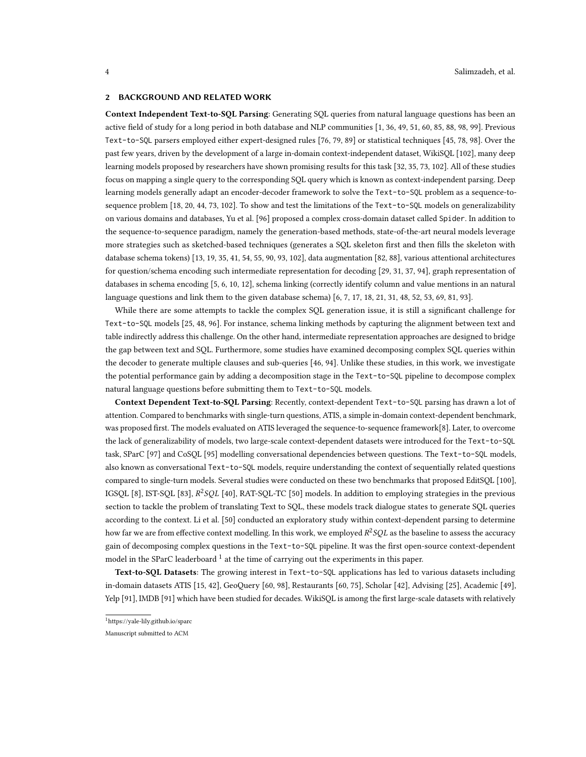## 2 BACKGROUND AND RELATED WORK

**Context Independent Text-to-SQL Parsing**: Generating SQL queries from natural language questions has been an active field of study for a long period in both database and NLP communities [1, 36, 49, 51, 60, 85, 88, 98, 99]. Previous Text-to-SQL parsers employed either expert-designed rules [76, 79, 89] or statistical techniques [45, 78, 98]. Over the past few years, driven by the development of a large in-domain context-independent dataset, WikiSQL [102], many deep learning models proposed by researchers have shown promising results for this task [32, 35, 73, 102]. All of these studies focus on mapping a single query to the corresponding SQL query which is known as context-independent parsing. Deep learning models generally adapt an encoder-decoder framework to solve the Text-to-SQL problem as a sequence-to-sequence problem [18, 20, 44, 73, 102]. To show and test the limitations of the Text-to-SQL models on generalizability on various domains and databases, Yu et al. [96] proposed a complex cross-domain dataset called Spider. In addition to the sequence-to-sequence paradigm, namely the generation-based methods, state-of-the-art neural models leverage more strategies such as sketched-based techniques (generates a SQL skeleton first and then fills the skeleton with database schema tokens) [13, 19, 35, 41, 54, 55, 90, 93, 102], data augmentation [82, 88], various attentional architectures for question/schema encoding such intermediate representation for decoding [29, 31, 37, 94], graph representation of databases in schema encoding [5, 6, 10, 12], schema linking (correctly identify column and value mentions in an natural language questions and link them to the given database schema) [6, 7, 17, 18, 21, 31, 48, 52, 53, 69, 81, 93].

While there are some attempts to tackle the complex SQL generation issue, it is still a significant challenge for Text-to-SQL models [25, 48, 96]. For instance, schema linking methods by capturing the alignment between text and table indirectly address this challenge. On the other hand, intermediate representation approaches are designed to bridge the gap between text and SQL. Furthermore, some studies have examined decomposing complex SQL queries within the decoder to generate multiple clauses and sub-queries [46, 94]. Unlike these studies, in this work, we investigate the potential performance gain by adding a decomposition stage in the Text-to-SQL pipeline to decompose complex natural language questions before submitting them to Text-to-SQL models.

**Context Dependent Text-to-SQL Parsing**: Recently, context-dependent Text-to-SQL parsing has drawn a lot of attention. Compared to benchmarks with single-turn questions, ATIS, a simple in-domain context-dependent benchmark, was proposed first. The models evaluated on ATIS leveraged the sequence-to-sequence framework[8]. Later, to overcome the lack of generalizability of models, two large-scale context-dependent datasets were introduced for the Text-to-SQL task, SParC [97] and CoSQL [95] modelling conversational dependencies between questions. The Text-to-SQL models, also known as conversational Text-to-SQL models, require understanding the context of sequentially related questions compared to single-turn models. Several studies were conducted on these two benchmarks that proposed EditSQL [100], IGSQL [8], IST-SQL [83], $R^2SQL$ [40], RAT-SQL-TC [50] models. In addition to employing strategies in the previous section to tackle the problem of translating Text to SQL, these models track dialogue states to generate SQL queries according to the context. Li et al. [50] conducted an exploratory study within context-dependent parsing to determine how far we are from effective context modelling. In this work, we employed $R^2SQL$ as the baseline to assess the accuracy gain of decomposing complex questions in the Text-to-SQL pipeline. It was the first open-source context-dependent model in the SParC leaderboard [1] at the time of carrying out the experiments in this paper.

**Text-to-SQL Datasets**: The growing interest in Text-to-SQL applications has led to various datasets including in-domain datasets ATIS [15, 42], GeoQuery [60, 98], Restaurants [60, 75], Scholar [42], Advising [25], Academic [49], Yelp [91], IMDB [91] which have been studied for decades. WikiSQL is among the first large-scale datasets with relatively

[1] https://yale-lily.github.io/sparc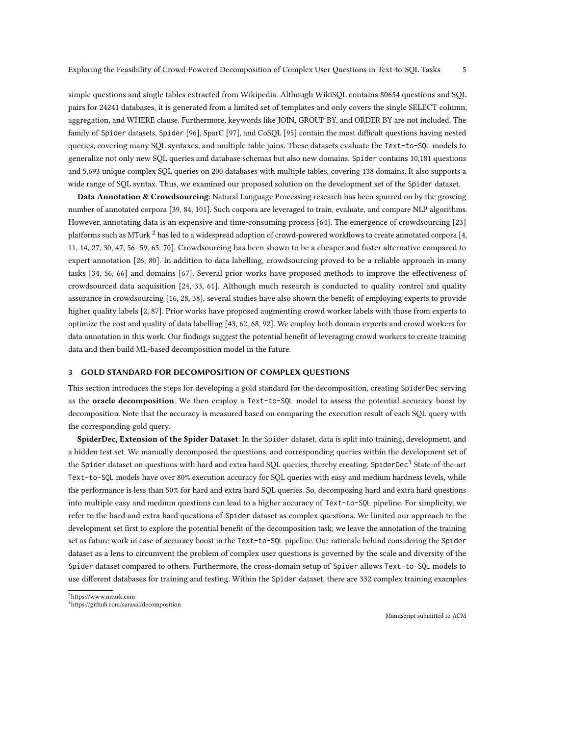simple questions and single tables extracted from Wikipedia. Although WikiSQL contains 80654 questions and SQL pairs for 24241 databases, it is generated from a limited set of templates and only covers the single SELECT column, aggregation, and WHERE clause. Furthermore, keywords like JOIN, GROUP BY, and ORDER BY are not included. The family of Spider datasets, Spider [96], SparC [97], and CoSQL [95] contain the most difficult questions having nested queries, covering many SQL syntaxes, and multiple table joins. These datasets evaluate the Text-to-SQL models to generalize not only new SQL queries and database schemas but also new domains. Spider contains 10,181 questions and 5,693 unique complex SQL queries on 200 databases with multiple tables, covering 138 domains. It also supports a wide range of SQL syntax. Thus, we examined our proposed solution on the development set of the Spider dataset.

**Data Annotation & Crowdsourcing**: Natural Language Processing research has been spurred on by the growing number of annotated corpora [39, 84, 101]. Such corpora are leveraged to train, evaluate, and compare NLP algorithms. However, annotating data is an expensive and time-consuming process [64]. The emergence of crowdsourcing [23] platforms such as MTurk [2] has led to a widespread adoption of crowd-powered workflows to create annotated corpora [4, 11, 14, 27, 30, 47, 56–59, 65, 70]. Crowdsourcing has been shown to be a cheaper and faster alternative compared to expert annotation [26, 80]. In addition to data labelling, crowdsourcing proved to be a reliable approach in many tasks [34, 56, 66] and domains [67]. Several prior works have proposed methods to improve the effectiveness of crowdsourced data acquisition [24, 33, 61]. Although much research is conducted to quality control and quality assurance in crowdsourcing [16, 28, 38], several studies have also shown the benefit of employing experts to provide higher quality labels [2, 87]. Prior works have proposed augmenting crowd worker labels with those from experts to optimize the cost and quality of data labelling [43, 62, 68, 92]. We employ both domain experts and crowd workers for data annotation in this work. Our findings suggest the potential benefit of leveraging crowd workers to create training data and then build ML-based decomposition model in the future.

## 3 GOLD STANDARD FOR DECOMPOSITION OF COMPLEX QUESTIONS

This section introduces the steps for developing a gold standard for the decomposition, creating SpiderDec serving as the **oracle decomposition**. We then employ a Text-to-SQL model to assess the potential accuracy boost by decomposition. Note that the accuracy is measured based on comparing the execution result of each SQL query with the corresponding gold query.

**SpiderDec, Extension of the Spider Dataset**: In the Spider dataset, data is split into training, development, and a hidden test set. We manually decomposed the questions, and corresponding queries within the development set of the Spider dataset on questions with hard and extra hard SQL queries, thereby creating. SpiderDec[3] State-of-the-art Text-to-SQL models have over 80% execution accuracy for SQL queries with easy and medium hardness levels, while the performance is less than 50% for hard and extra hard SQL queries. So, decomposing hard and extra hard questions into multiple easy and medium questions can lead to a higher accuracy of Text-to-SQL pipeline. For simplicity, we refer to the hard and extra hard questions of Spider dataset as complex questions. We limited our approach to the development set first to explore the potential benefit of the decomposition task; we leave the annotation of the training set as future work in case of accuracy boost in the Text-to-SQL pipeline. Our rationale behind considering the Spider dataset as a lens to circumvent the problem of complex user questions is governed by the scale and diversity of the Spider dataset compared to others. Furthermore, the cross-domain setup of Spider allows Text-to-SQL models to use different databases for training and testing. Within the Spider dataset, there are 332 complex training examples

[2]https://www.mturk.com

[3]https://github.com/sarasal/decomposition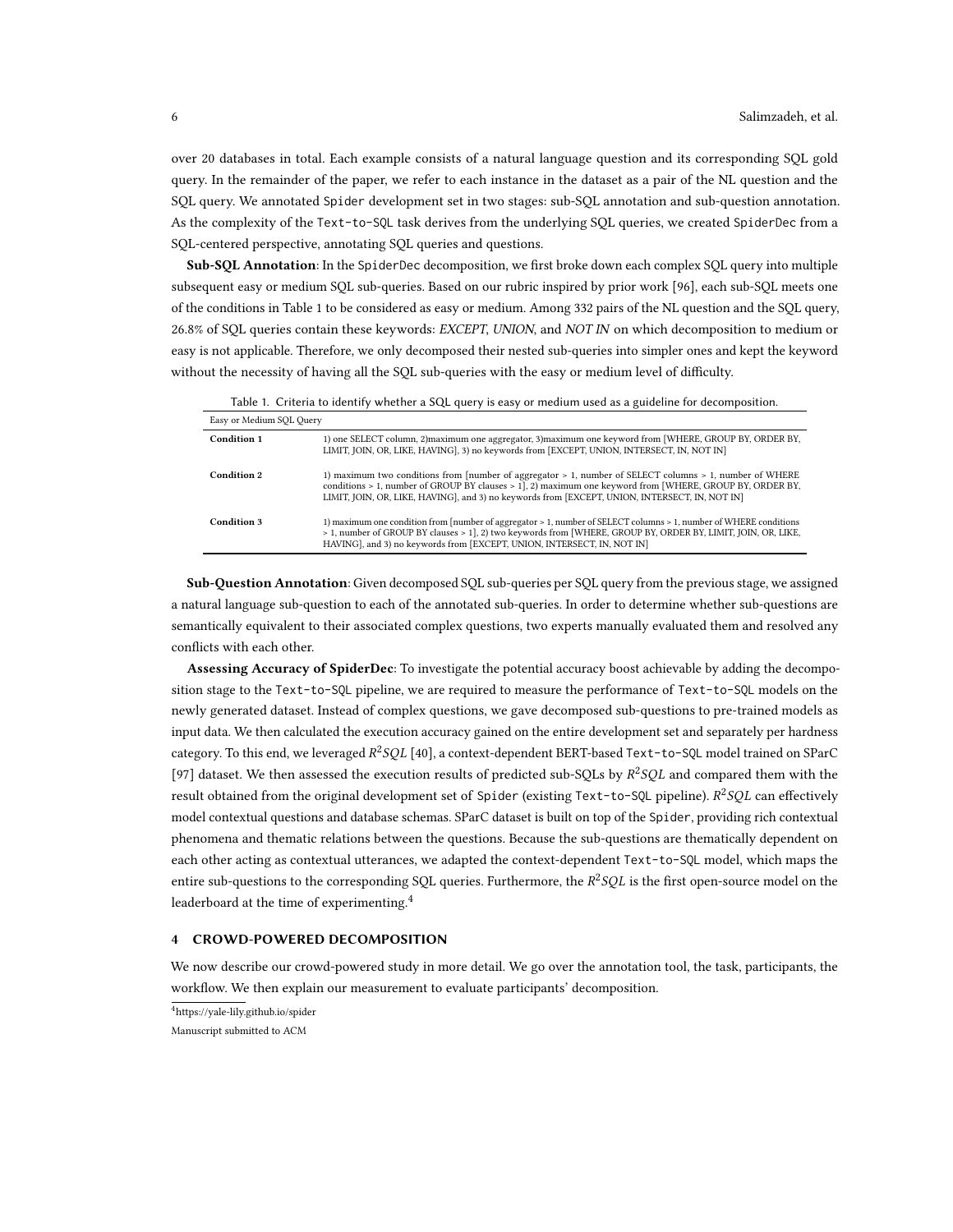over 20 databases in total. Each example consists of a natural language question and its corresponding SQL gold query. In the remainder of the paper, we refer to each instance in the dataset as a pair of the NL question and the SQL query. We annotated Spider development set in two stages: sub-SQL annotation and sub-question annotation. As the complexity of the Text-to-SQL task derives from the underlying SQL queries, we created SpiderDec from a SQL-centered perspective, annotating SQL queries and questions.

**Sub-SQL Annotation**: In the SpiderDec decomposition, we first broke down each complex SQL query into multiple subsequent easy or medium SQL sub-queries. Based on our rubric inspired by prior work [96], each sub-SQL meets one of the conditions in Table 1 to be considered as easy or medium. Among 332 pairs of the NL question and the SQL query, 26.8% of SQL queries contain these keywords: *EXCEPT*, *UNION*, and *NOT IN* on which decomposition to medium or easy is not applicable. Therefore, we only decomposed their nested sub-queries into simpler ones and kept the keyword without the necessity of having all the SQL sub-queries with the easy or medium level of difficulty.

Table 1. Criteria to identify whether a SQL query is easy or medium used as a guideline for decomposition.

| Easy or Medium SQL Query | |
|---|---|
| **Condition 1** | 1) one SELECT column, 2)maximum one aggregator, 3)maximum one keyword from [WHERE, GROUP BY, ORDER BY, LIMIT, JOIN, OR, LIKE, HAVING], 3) no keywords from [EXCEPT, UNION, INTERSECT, IN, NOT IN] |
| **Condition 2** | 1) maximum two conditions from [number of aggregator > 1, number of SELECT columns > 1, number of WHERE conditions > 1, number of GROUP BY clauses > 1], 2) maximum one keyword from [WHERE, GROUP BY, ORDER BY, LIMIT, JOIN, OR, LIKE, HAVING], and 3) no keywords from [EXCEPT, UNION, INTERSECT, IN, NOT IN] |
| **Condition 3** | 1) maximum one condition from [number of aggregator > 1, number of SELECT columns > 1, number of WHERE conditions > 1, number of GROUP BY clauses > 1], 2) two keywords from [WHERE, GROUP BY, ORDER BY, LIMIT, JOIN, OR, LIKE, HAVING], and 3) no keywords from [EXCEPT, UNION, INTERSECT, IN, NOT IN] |

**Sub-Question Annotation**: Given decomposed SQL sub-queries per SQL query from the previous stage, we assigned a natural language sub-question to each of the annotated sub-queries. In order to determine whether sub-questions are semantically equivalent to their associated complex questions, two experts manually evaluated them and resolved any conflicts with each other.

**Assessing Accuracy of SpiderDec**: To investigate the potential accuracy boost achievable by adding the decomposition stage to the Text-to-SQL pipeline, we are required to measure the performance of Text-to-SQL models on the newly generated dataset. Instead of complex questions, we gave decomposed sub-questions to pre-trained models as input data. We then calculated the execution accuracy gained on the entire development set and separately per hardness category. To this end, we leveraged $R^2SQL$ [40], a context-dependent BERT-based Text-to-SQL model trained on SParC [97] dataset. We then assessed the execution results of predicted sub-SQLs by $R^2SQL$ and compared them with the result obtained from the original development set of Spider (existing Text-to-SQL pipeline). $R^2SQL$ can effectively model contextual questions and database schemas. SParC dataset is built on top of the Spider, providing rich contextual phenomena and thematic relations between the questions. Because the sub-questions are thematically dependent on each other acting as contextual utterances, we adapted the context-dependent Text-to-SQL model, which maps the entire sub-questions to the corresponding SQL queries. Furthermore, the $R^2SQL$ is the first open-source model on the leaderboard at the time of experimenting.[4]

## 4 CROWD-POWERED DECOMPOSITION

We now describe our crowd-powered study in more detail. We go over the annotation tool, the task, participants, the workflow. We then explain our measurement to evaluate participants' decomposition.

[4]https://yale-lily.github.io/spider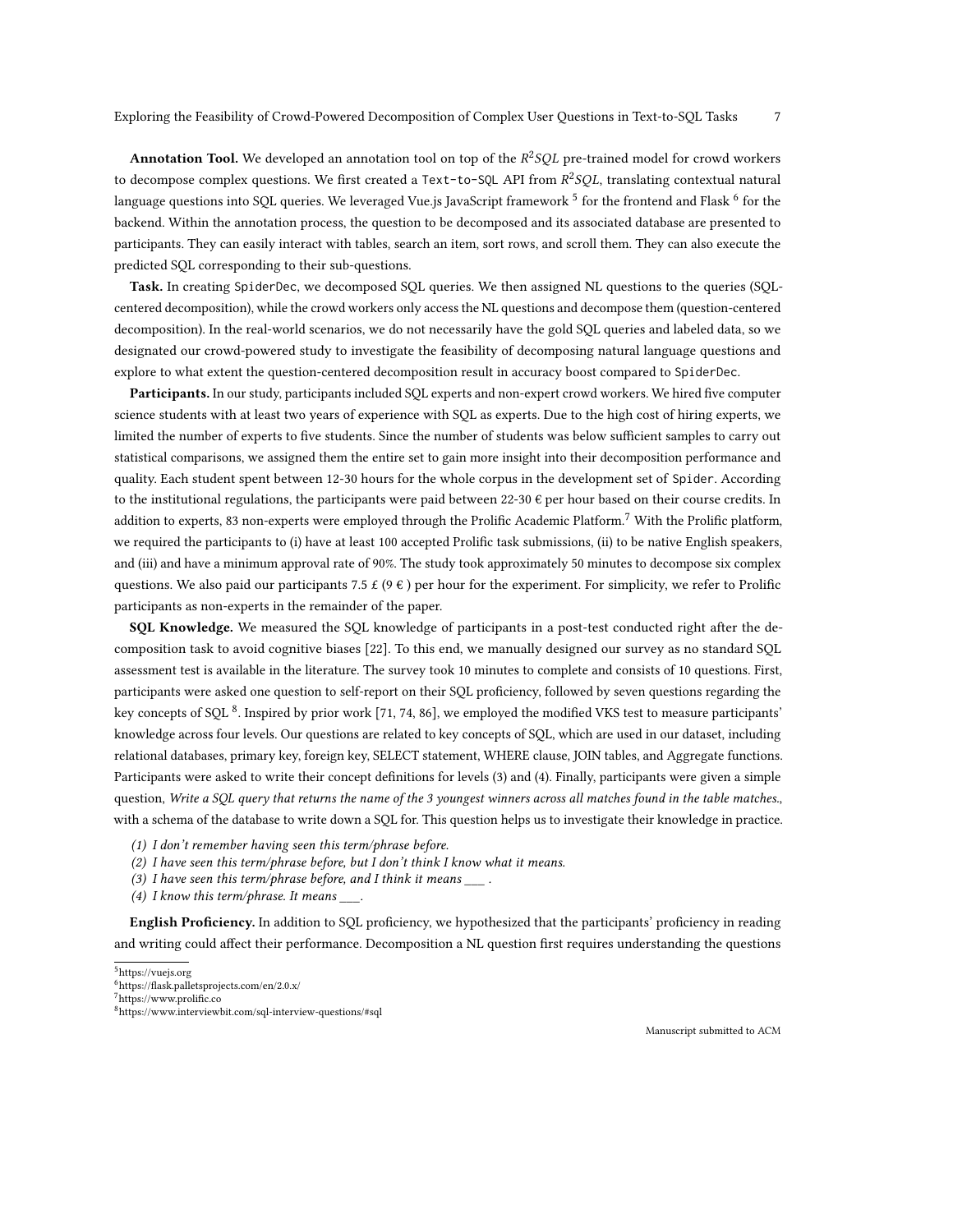**Annotation Tool.** We developed an annotation tool on top of the $R^2SQL$ pre-trained model for crowd workers to decompose complex questions. We first created a `Text-to-SQL` API from $R^2SQL$, translating contextual natural language questions into SQL queries. We leveraged Vue.js JavaScript framework [5] for the frontend and Flask [6] for the backend. Within the annotation process, the question to be decomposed and its associated database are presented to participants. They can easily interact with tables, search an item, sort rows, and scroll them. They can also execute the predicted SQL corresponding to their sub-questions.

**Task.** In creating `SpiderDec`, we decomposed SQL queries. We then assigned NL questions to the queries (SQL-centered decomposition), while the crowd workers only access the NL questions and decompose them (question-centered decomposition). In the real-world scenarios, we do not necessarily have the gold SQL queries and labeled data, so we designated our crowd-powered study to investigate the feasibility of decomposing natural language questions and explore to what extent the question-centered decomposition result in accuracy boost compared to `SpiderDec`.

**Participants.** In our study, participants included SQL experts and non-expert crowd workers. We hired five computer science students with at least two years of experience with SQL as experts. Due to the high cost of hiring experts, we limited the number of experts to five students. Since the number of students was below sufficient samples to carry out statistical comparisons, we assigned them the entire set to gain more insight into their decomposition performance and quality. Each student spent between 12-30 hours for the whole corpus in the development set of `Spider`. According to the institutional regulations, the participants were paid between 22-30 € per hour based on their course credits. In addition to experts, 83 non-experts were employed through the Prolific Academic Platform.[7] With the Prolific platform, we required the participants to (i) have at least 100 accepted Prolific task submissions, (ii) to be native English speakers, and (iii) and have a minimum approval rate of 90%. The study took approximately 50 minutes to decompose six complex questions. We also paid our participants 7.5 £ (9 € ) per hour for the experiment. For simplicity, we refer to Prolific participants as non-experts in the remainder of the paper.

**SQL Knowledge.** We measured the SQL knowledge of participants in a post-test conducted right after the decomposition task to avoid cognitive biases [22]. To this end, we manually designed our survey as no standard SQL assessment test is available in the literature. The survey took 10 minutes to complete and consists of 10 questions. First, participants were asked one question to self-report on their SQL proficiency, followed by seven questions regarding the key concepts of SQL [8]. Inspired by prior work [71, 74, 86], we employed the modified VKS test to measure participants' knowledge across four levels. Our questions are related to key concepts of SQL, which are used in our dataset, including relational databases, primary key, foreign key, SELECT statement, WHERE clause, JOIN tables, and Aggregate functions. Participants were asked to write their concept definitions for levels (3) and (4). Finally, participants were given a simple question, *Write a SQL query that returns the name of the 3 youngest winners across all matches found in the table matches.*, with a schema of the database to write down a SQL for. This question helps us to investigate their knowledge in practice.

(1) *I don't remember having seen this term/phrase before.*
(2) *I have seen this term/phrase before, but I don't think I know what it means.*
(3) *I have seen this term/phrase before, and I think it means ___ .*
(4) *I know this term/phrase. It means ___.*

**English Proficiency.** In addition to SQL proficiency, we hypothesized that the participants' proficiency in reading and writing could affect their performance. Decomposition a NL question first requires understanding the questions

[5] https://vuejs.org
[6] https://flask.palletsprojects.com/en/2.0.x/
[7] https://www.prolific.co
[8] https://www.interviewbit.com/sql-interview-questions/#sql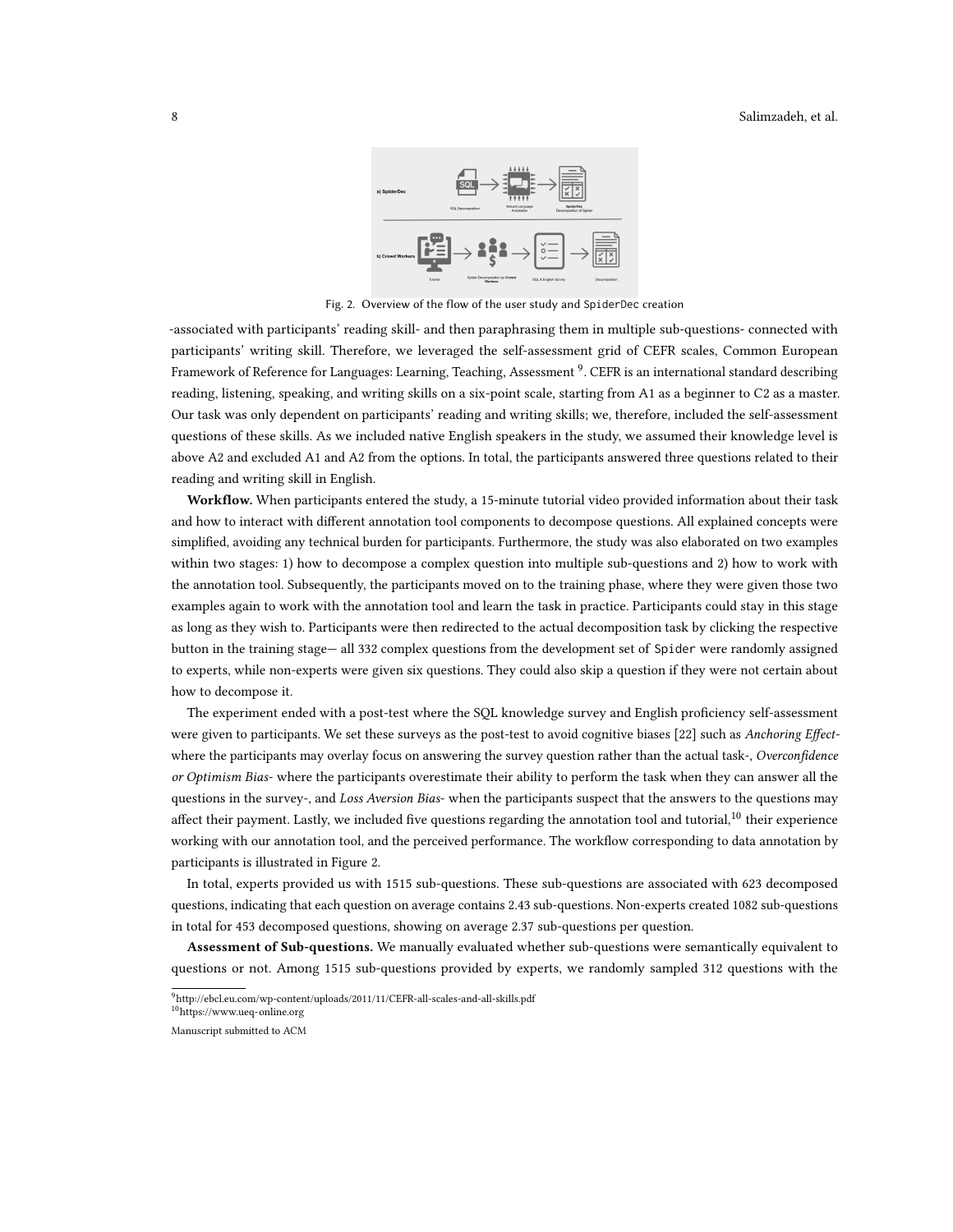Fig. 2. Overview of the flow of the user study and SpiderDec creation

-associated with participants' reading skill- and then paraphrasing them in multiple sub-questions- connected with participants' writing skill. Therefore, we leveraged the self-assessment grid of CEFR scales, Common European Framework of Reference for Languages: Learning, Teaching, Assessment [9]. CEFR is an international standard describing reading, listening, speaking, and writing skills on a six-point scale, starting from A1 as a beginner to C2 as a master. Our task was only dependent on participants' reading and writing skills; we, therefore, included the self-assessment questions of these skills. As we included native English speakers in the study, we assumed their knowledge level is above A2 and excluded A1 and A2 from the options. In total, the participants answered three questions related to their reading and writing skill in English.

**Workflow.** When participants entered the study, a 15-minute tutorial video provided information about their task and how to interact with different annotation tool components to decompose questions. All explained concepts were simplified, avoiding any technical burden for participants. Furthermore, the study was also elaborated on two examples within two stages: 1) how to decompose a complex question into multiple sub-questions and 2) how to work with the annotation tool. Subsequently, the participants moved on to the training phase, where they were given those two examples again to work with the annotation tool and learn the task in practice. Participants could stay in this stage as long as they wish to. Participants were then redirected to the actual decomposition task by clicking the respective button in the training stage— all 332 complex questions from the development set of Spider were randomly assigned to experts, while non-experts were given six questions. They could also skip a question if they were not certain about how to decompose it.

The experiment ended with a post-test where the SQL knowledge survey and English proficiency self-assessment were given to participants. We set these surveys as the post-test to avoid cognitive biases [22] such as *Anchoring Effect*- where the participants may overlay focus on answering the survey question rather than the actual task-, *Overconfidence or Optimism Bias*- where the participants overestimate their ability to perform the task when they can answer all the questions in the survey-, and *Loss Aversion Bias*- when the participants suspect that the answers to the questions may affect their payment. Lastly, we included five questions regarding the annotation tool and tutorial,[10] their experience working with our annotation tool, and the perceived performance. The workflow corresponding to data annotation by participants is illustrated in Figure 2.

In total, experts provided us with 1515 sub-questions. These sub-questions are associated with 623 decomposed questions, indicating that each question on average contains 2.43 sub-questions. Non-experts created 1082 sub-questions in total for 453 decomposed questions, showing on average 2.37 sub-questions per question.

**Assessment of Sub-questions.** We manually evaluated whether sub-questions were semantically equivalent to questions or not. Among 1515 sub-questions provided by experts, we randomly sampled 312 questions with the

[9] http://ebcl.eu.com/wp-content/uploads/2011/11/CEFR-all-scales-and-all-skills.pdf

[10] https://www.ueq-online.org

Manuscript submitted to ACM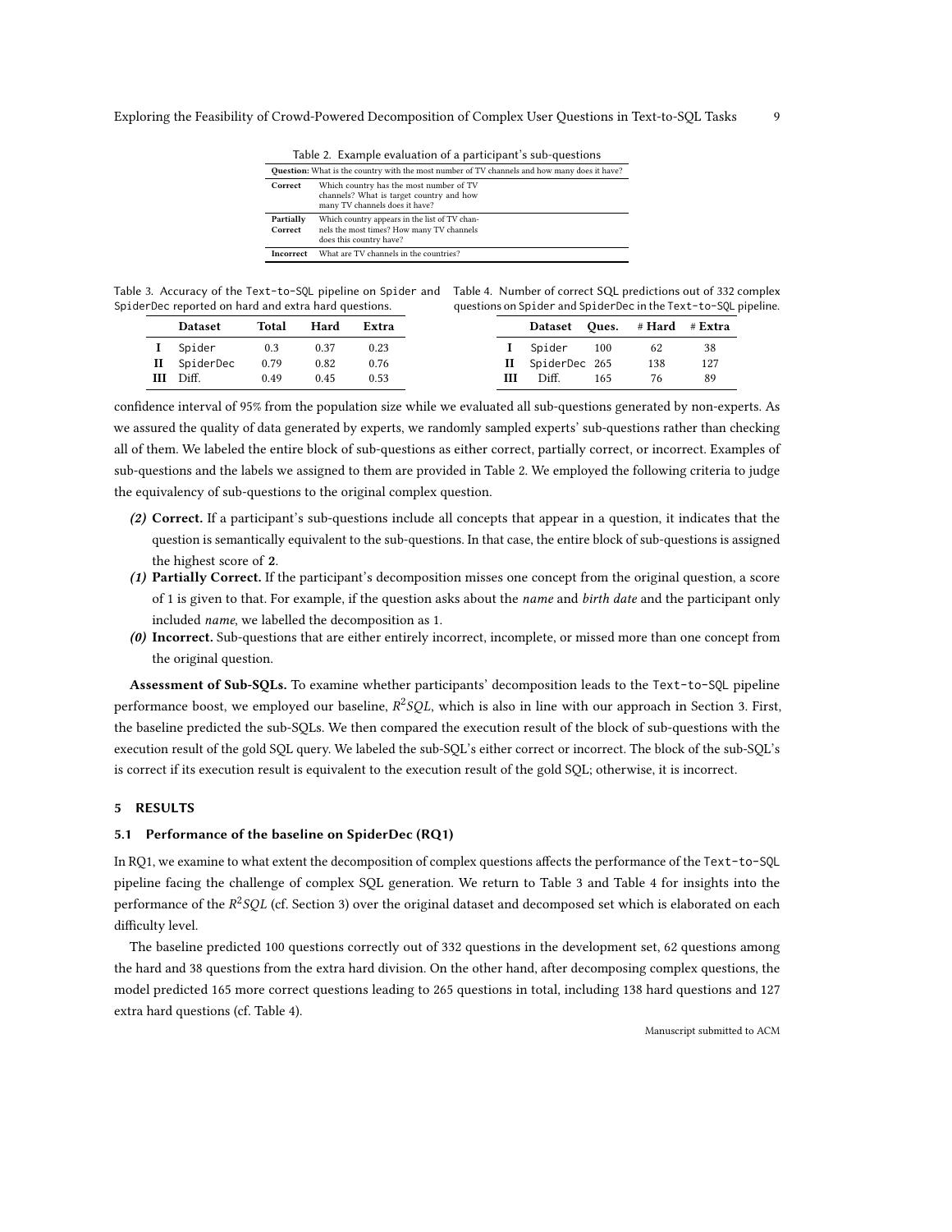Table 2. Example evaluation of a participant's sub-questions

| **Question:** What is the country with the most number of TV channels and how many does it have? | |
|---|---|
| **Correct** | Which country has the most number of TV channels? What is target country and how many TV channels does it have? |
| **Partially Correct** | Which country appears in the list of TV channels the most times? How many TV channels does this country have? |
| **Incorrect** | What are TV channels in the countries? |

Table 3. Accuracy of the Text-to-SQL pipeline on Spider and SpiderDec reported on hard and extra hard questions.

| | Dataset | Total | Hard | Extra |
|---|---|---|---|---|
| **I** | Spider | 0.3 | 0.37 | 0.23 |
| **II** | SpiderDec | 0.79 | 0.82 | 0.76 |
| **III** | Diff. | 0.49 | 0.45 | 0.53 |

Table 4. Number of correct SQL predictions out of 332 complex questions on Spider and SpiderDec in the Text-to-SQL pipeline.

| | Dataset | Ques. | # Hard | # Extra |
|---|---|---|---|---|
| **I** | Spider | 100 | 62 | 38 |
| **II** | SpiderDec | 265 | 138 | 127 |
| **III** | Diff. | 165 | 76 | 89 |

confidence interval of 95% from the population size while we evaluated all sub-questions generated by non-experts. As we assured the quality of data generated by experts, we randomly sampled experts' sub-questions rather than checking all of them. We labeled the entire block of sub-questions as either correct, partially correct, or incorrect. Examples of sub-questions and the labels we assigned to them are provided in Table 2. We employed the following criteria to judge the equivalency of sub-questions to the original complex question.

- ***(2)*** **Correct.** If a participant's sub-questions include all concepts that appear in a question, it indicates that the question is semantically equivalent to the sub-questions. In that case, the entire block of sub-questions is assigned the highest score of **2**.
- ***(1)*** **Partially Correct.** If the participant's decomposition misses one concept from the original question, a score of 1 is given to that. For example, if the question asks about the *name* and *birth date* and the participant only included *name*, we labelled the decomposition as 1.
- ***(0)*** **Incorrect.** Sub-questions that are either entirely incorrect, incomplete, or missed more than one concept from the original question.

**Assessment of Sub-SQLs.** To examine whether participants' decomposition leads to the Text-to-SQL pipeline performance boost, we employed our baseline, $R^2SQL$, which is also in line with our approach in Section 3. First, the baseline predicted the sub-SQLs. We then compared the execution result of the block of sub-questions with the execution result of the gold SQL query. We labeled the sub-SQL's either correct or incorrect. The block of the sub-SQL's is correct if its execution result is equivalent to the execution result of the gold SQL; otherwise, it is incorrect.

## 5 RESULTS

### 5.1 Performance of the baseline on SpiderDec (RQ1)

In RQ1, we examine to what extent the decomposition of complex questions affects the performance of the Text-to-SQL pipeline facing the challenge of complex SQL generation. We return to Table 3 and Table 4 for insights into the performance of the $R^2SQL$ (cf. Section 3) over the original dataset and decomposed set which is elaborated on each difficulty level.

The baseline predicted 100 questions correctly out of 332 questions in the development set, 62 questions among the hard and 38 questions from the extra hard division. On the other hand, after decomposing complex questions, the model predicted 165 more correct questions leading to 265 questions in total, including 138 hard questions and 127 extra hard questions (cf. Table 4).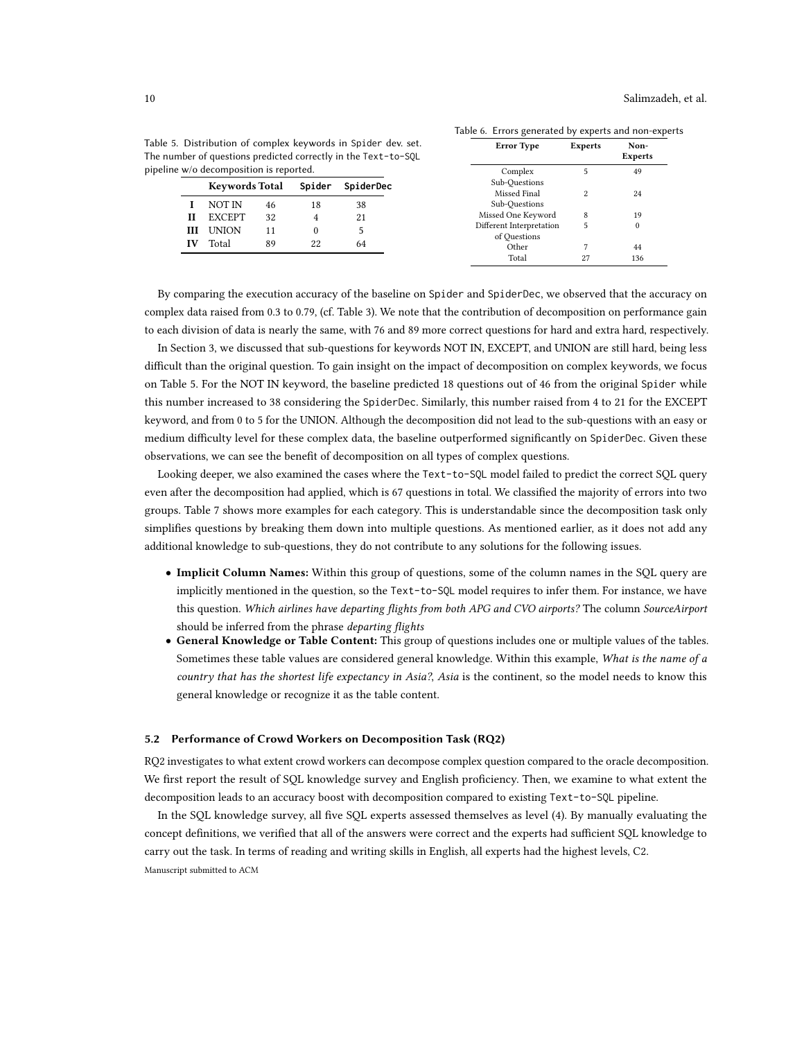Table 5. Distribution of complex keywords in Spider dev. set. The number of questions predicted correctly in the Text-to-SQL pipeline w/o decomposition is reported.

| | Keywords | Total | Spider | SpiderDec |
|---|---|---|---|---|
| **I** | NOT IN | 46 | 18 | 38 |
| **II** | EXCEPT | 32 | 4 | 21 |
| **III** | UNION | 11 | 0 | 5 |
| **IV** | Total | 89 | 22 | 64 |

Table 6. Errors generated by experts and non-experts

| Error Type | Experts | Non-Experts |
|---|---|---|
| Complex Sub-Questions | 5 | 49 |
| Missed Final Sub-Questions | 2 | 24 |
| Missed One Keyword | 8 | 19 |
| Different Interpretation of Questions | 5 | 0 |
| Other | 7 | 44 |
| Total | 27 | 136 |

By comparing the execution accuracy of the baseline on Spider and SpiderDec, we observed that the accuracy on complex data raised from 0.3 to 0.79, (cf. Table 3). We note that the contribution of decomposition on performance gain to each division of data is nearly the same, with 76 and 89 more correct questions for hard and extra hard, respectively.

In Section 3, we discussed that sub-questions for keywords NOT IN, EXCEPT, and UNION are still hard, being less difficult than the original question. To gain insight on the impact of decomposition on complex keywords, we focus on Table 5. For the NOT IN keyword, the baseline predicted 18 questions out of 46 from the original Spider while this number increased to 38 considering the SpiderDec. Similarly, this number raised from 4 to 21 for the EXCEPT keyword, and from 0 to 5 for the UNION. Although the decomposition did not lead to the sub-questions with an easy or medium difficulty level for these complex data, the baseline outperformed significantly on SpiderDec. Given these observations, we can see the benefit of decomposition on all types of complex questions.

Looking deeper, we also examined the cases where the Text-to-SQL model failed to predict the correct SQL query even after the decomposition had applied, which is 67 questions in total. We classified the majority of errors into two groups. Table 7 shows more examples for each category. This is understandable since the decomposition task only simplifies questions by breaking them down into multiple questions. As mentioned earlier, as it does not add any additional knowledge to sub-questions, they do not contribute to any solutions for the following issues.

- **Implicit Column Names:** Within this group of questions, some of the column names in the SQL query are implicitly mentioned in the question, so the Text-to-SQL model requires to infer them. For instance, we have this question. *Which airlines have departing flights from both APG and CVO airports?* The column *SourceAirport* should be inferred from the phrase *departing flights*
- **General Knowledge or Table Content:** This group of questions includes one or multiple values of the tables. Sometimes these table values are considered general knowledge. Within this example, *What is the name of a country that has the shortest life expectancy in Asia?*, *Asia* is the continent, so the model needs to know this general knowledge or recognize it as the table content.

### 5.2 Performance of Crowd Workers on Decomposition Task (RQ2)

RQ2 investigates to what extent crowd workers can decompose complex question compared to the oracle decomposition. We first report the result of SQL knowledge survey and English proficiency. Then, we examine to what extent the decomposition leads to an accuracy boost with decomposition compared to existing Text-to-SQL pipeline.

In the SQL knowledge survey, all five SQL experts assessed themselves as level (4). By manually evaluating the concept definitions, we verified that all of the answers were correct and the experts had sufficient SQL knowledge to carry out the task. In terms of reading and writing skills in English, all experts had the highest levels, C2.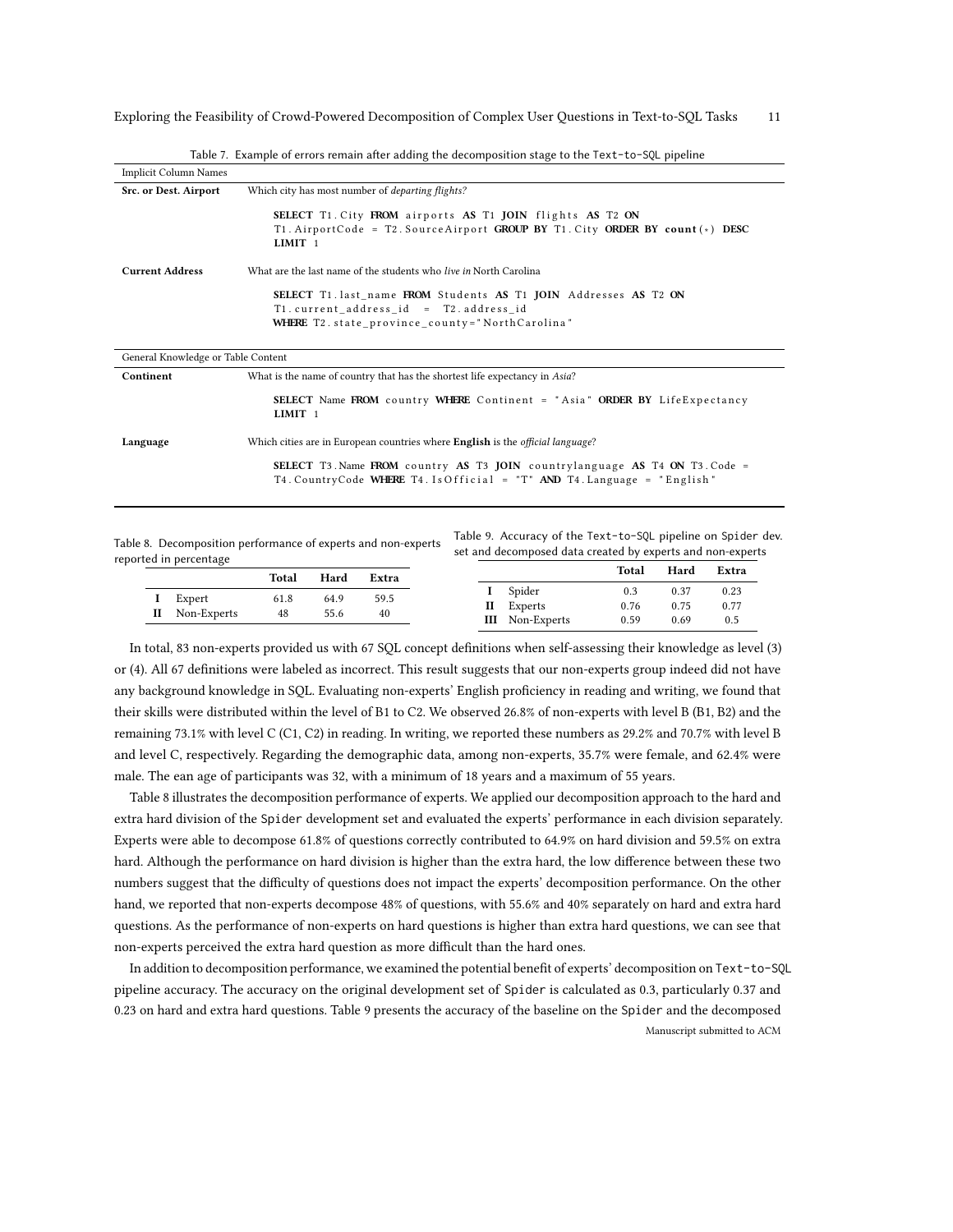Table 7. Example of errors remain after adding the decomposition stage to the Text-to-SQL pipeline

| Implicit Column Names | |
|---|---|
| **Src. or Dest. Airport** | Which city has most number of *departing flights?* |
| | `SELECT T1.City FROM airports AS T1 JOIN flights AS T2 ON T1.AirportCode = T2.SourceAirport GROUP BY T1.City ORDER BY count(*) DESC LIMIT 1` |
| **Current Address** | What are the last name of the students who *live in* North Carolina |
| | `SELECT T1.last_name FROM Students AS T1 JOIN Addresses AS T2 ON T1.current_address_id = T2.address_id WHERE T2.state_province_county="NorthCarolina"` |
| **General Knowledge or Table Content** | |
| **Continent** | What is the name of country that has the shortest life expectancy in *Asia*? |
| | `SELECT Name FROM country WHERE Continent = "Asia" ORDER BY LifeExpectancy LIMIT 1` |
| **Language** | Which cities are in European countries where **English** is the *official language*? |
| | `SELECT T3.Name FROM country AS T3 JOIN countrylanguage AS T4 ON T3.Code = T4.CountryCode WHERE T4.IsOfficial = "T" AND T4.Language = "English"` |

Table 8. Decomposition performance of experts and non-experts reported in percentage

| | | Total | Hard | Extra |
|---|---|---|---|---|
| **I** | Expert | 61.8 | 64.9 | 59.5 |
| **II** | Non-Experts | 48 | 55.6 | 40 |

Table 9. Accuracy of the Text-to-SQL pipeline on Spider dev. set and decomposed data created by experts and non-experts

| | | Total | Hard | Extra |
|---|---|---|---|---|
| **I** | Spider | 0.3 | 0.37 | 0.23 |
| **II** | Experts | 0.76 | 0.75 | 0.77 |
| **III** | Non-Experts | 0.59 | 0.69 | 0.5 |

In total, 83 non-experts provided us with 67 SQL concept definitions when self-assessing their knowledge as level (3) or (4). All 67 definitions were labeled as incorrect. This result suggests that our non-experts group indeed did not have any background knowledge in SQL. Evaluating non-experts' English proficiency in reading and writing, we found that their skills were distributed within the level of B1 to C2. We observed 26.8% of non-experts with level B (B1, B2) and the remaining 73.1% with level C (C1, C2) in reading. In writing, we reported these numbers as 29.2% and 70.7% with level B and level C, respectively. Regarding the demographic data, among non-experts, 35.7% were female, and 62.4% were male. The ean age of participants was 32, with a minimum of 18 years and a maximum of 55 years.

Table 8 illustrates the decomposition performance of experts. We applied our decomposition approach to the hard and extra hard division of the Spider development set and evaluated the experts' performance in each division separately. Experts were able to decompose 61.8% of questions correctly contributed to 64.9% on hard division and 59.5% on extra hard. Although the performance on hard division is higher than the extra hard, the low difference between these two numbers suggest that the difficulty of questions does not impact the experts' decomposition performance. On the other hand, we reported that non-experts decompose 48% of questions, with 55.6% and 40% separately on hard and extra hard questions. As the performance of non-experts on hard questions is higher than extra hard questions, we can see that non-experts perceived the extra hard question as more difficult than the hard ones.

In addition to decomposition performance, we examined the potential benefit of experts' decomposition on Text-to-SQL pipeline accuracy. The accuracy on the original development set of Spider is calculated as 0.3, particularly 0.37 and 0.23 on hard and extra hard questions. Table 9 presents the accuracy of the baseline on the Spider and the decomposed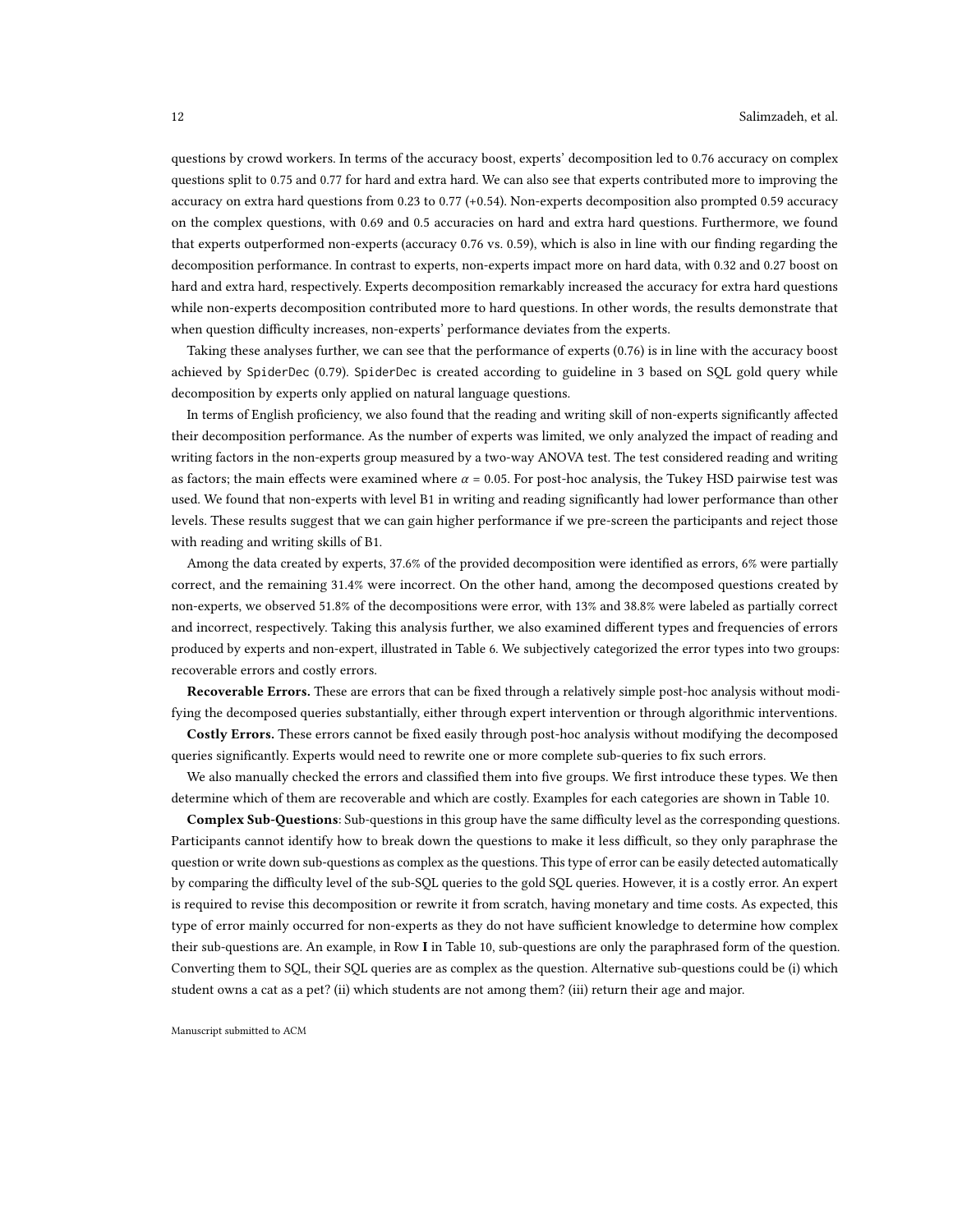questions by crowd workers. In terms of the accuracy boost, experts' decomposition led to 0.76 accuracy on complex questions split to 0.75 and 0.77 for hard and extra hard. We can also see that experts contributed more to improving the accuracy on extra hard questions from 0.23 to 0.77 (+0.54). Non-experts decomposition also prompted 0.59 accuracy on the complex questions, with 0.69 and 0.5 accuracies on hard and extra hard questions. Furthermore, we found that experts outperformed non-experts (accuracy 0.76 vs. 0.59), which is also in line with our finding regarding the decomposition performance. In contrast to experts, non-experts impact more on hard data, with 0.32 and 0.27 boost on hard and extra hard, respectively. Experts decomposition remarkably increased the accuracy for extra hard questions while non-experts decomposition contributed more to hard questions. In other words, the results demonstrate that when question difficulty increases, non-experts' performance deviates from the experts.

Taking these analyses further, we can see that the performance of experts (0.76) is in line with the accuracy boost achieved by `SpiderDec` (0.79). `SpiderDec` is created according to guideline in 3 based on SQL gold query while decomposition by experts only applied on natural language questions.

In terms of English proficiency, we also found that the reading and writing skill of non-experts significantly affected their decomposition performance. As the number of experts was limited, we only analyzed the impact of reading and writing factors in the non-experts group measured by a two-way ANOVA test. The test considered reading and writing as factors; the main effects were examined where $\alpha = 0.05$. For post-hoc analysis, the Tukey HSD pairwise test was used. We found that non-experts with level B1 in writing and reading significantly had lower performance than other levels. These results suggest that we can gain higher performance if we pre-screen the participants and reject those with reading and writing skills of B1.

Among the data created by experts, 37.6% of the provided decomposition were identified as errors, 6% were partially correct, and the remaining 31.4% were incorrect. On the other hand, among the decomposed questions created by non-experts, we observed 51.8% of the decompositions were error, with 13% and 38.8% were labeled as partially correct and incorrect, respectively. Taking this analysis further, we also examined different types and frequencies of errors produced by experts and non-expert, illustrated in Table 6. We subjectively categorized the error types into two groups: recoverable errors and costly errors.

**Recoverable Errors.** These are errors that can be fixed through a relatively simple post-hoc analysis without modifying the decomposed queries substantially, either through expert intervention or through algorithmic interventions.

**Costly Errors.** These errors cannot be fixed easily through post-hoc analysis without modifying the decomposed queries significantly. Experts would need to rewrite one or more complete sub-queries to fix such errors.

We also manually checked the errors and classified them into five groups. We first introduce these types. We then determine which of them are recoverable and which are costly. Examples for each categories are shown in Table 10.

**Complex Sub-Questions**: Sub-questions in this group have the same difficulty level as the corresponding questions. Participants cannot identify how to break down the questions to make it less difficult, so they only paraphrase the question or write down sub-questions as complex as the questions. This type of error can be easily detected automatically by comparing the difficulty level of the sub-SQL queries to the gold SQL queries. However, it is a costly error. An expert is required to revise this decomposition or rewrite it from scratch, having monetary and time costs. As expected, this type of error mainly occurred for non-experts as they do not have sufficient knowledge to determine how complex their sub-questions are. An example, in Row **I** in Table 10, sub-questions are only the paraphrased form of the question. Converting them to SQL, their SQL queries are as complex as the question. Alternative sub-questions could be (i) which student owns a cat as a pet? (ii) which students are not among them? (iii) return their age and major.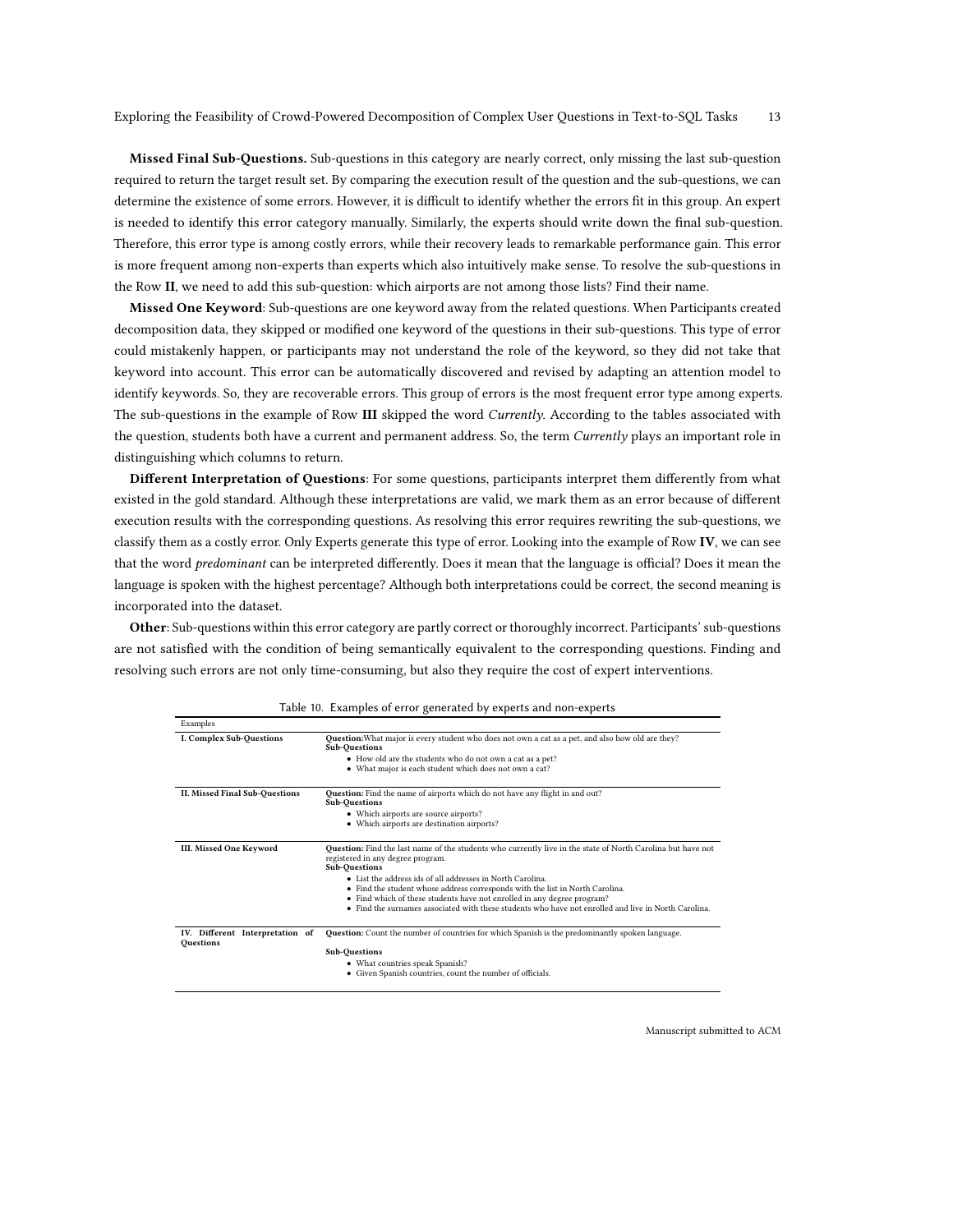**Missed Final Sub-Questions.** Sub-questions in this category are nearly correct, only missing the last sub-question required to return the target result set. By comparing the execution result of the question and the sub-questions, we can determine the existence of some errors. However, it is difficult to identify whether the errors fit in this group. An expert is needed to identify this error category manually. Similarly, the experts should write down the final sub-question. Therefore, this error type is among costly errors, while their recovery leads to remarkable performance gain. This error is more frequent among non-experts than experts which also intuitively make sense. To resolve the sub-questions in the Row **II**, we need to add this sub-question: which airports are not among those lists? Find their name.

**Missed One Keyword**: Sub-questions are one keyword away from the related questions. When Participants created decomposition data, they skipped or modified one keyword of the questions in their sub-questions. This type of error could mistakenly happen, or participants may not understand the role of the keyword, so they did not take that keyword into account. This error can be automatically discovered and revised by adapting an attention model to identify keywords. So, they are recoverable errors. This group of errors is the most frequent error type among experts. The sub-questions in the example of Row **III** skipped the word *Currently*. According to the tables associated with the question, students both have a current and permanent address. So, the term *Currently* plays an important role in distinguishing which columns to return.

**Different Interpretation of Questions**: For some questions, participants interpret them differently from what existed in the gold standard. Although these interpretations are valid, we mark them as an error because of different execution results with the corresponding questions. As resolving this error requires rewriting the sub-questions, we classify them as a costly error. Only Experts generate this type of error. Looking into the example of Row **IV**, we can see that the word *predominant* can be interpreted differently. Does it mean that the language is official? Does it mean the language is spoken with the highest percentage? Although both interpretations could be correct, the second meaning is incorporated into the dataset.

**Other**: Sub-questions within this error category are partly correct or thoroughly incorrect. Participants' sub-questions are not satisfied with the condition of being semantically equivalent to the corresponding questions. Finding and resolving such errors are not only time-consuming, but also they require the cost of expert interventions.

Table 10. Examples of error generated by experts and non-experts

| Examples | |
|---|---|
| **I. Complex Sub-Questions** | **Question:** What major is every student who does not own a cat as a pet, and also how old are they?<br>**Sub-Questions**<br>• How old are the students who do not own a cat as a pet?<br>• What major is each student which does not own a cat? |
| **II. Missed Final Sub-Questions** | **Question:** Find the name of airports which do not have any flight in and out?<br>**Sub-Questions**<br>• Which airports are source airports?<br>• Which airports are destination airports? |
| **III. Missed One Keyword** | **Question:** Find the last name of the students who currently live in the state of North Carolina but have not registered in any degree program.<br>**Sub-Questions**<br>• List the address ids of all addresses in North Carolina.<br>• Find the student whose address corresponds with the list in North Carolina.<br>• Find which of these students have not enrolled in any degree program?<br>• Find the surnames associated with these students who have not enrolled and live in North Carolina. |
| **IV. Different Interpretation of Questions** | **Question:** Count the number of countries for which Spanish is the predominantly spoken language.<br>**Sub-Questions**<br>• What countries speak Spanish?<br>• Given Spanish countries, count the number of officials. |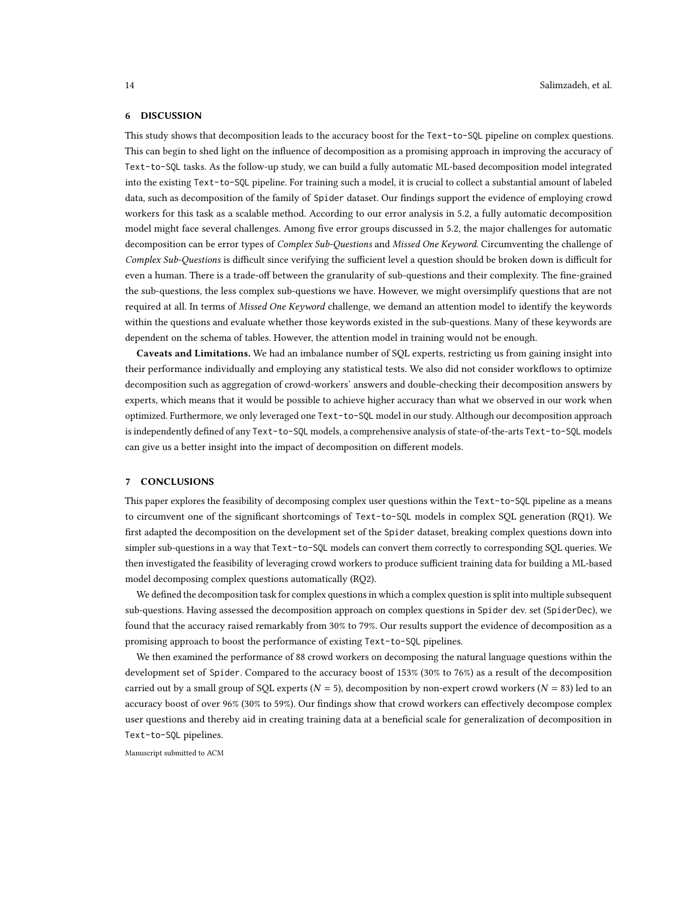## 6 DISCUSSION

This study shows that decomposition leads to the accuracy boost for the Text-to-SQL pipeline on complex questions. This can begin to shed light on the influence of decomposition as a promising approach in improving the accuracy of Text-to-SQL tasks. As the follow-up study, we can build a fully automatic ML-based decomposition model integrated into the existing Text-to-SQL pipeline. For training such a model, it is crucial to collect a substantial amount of labeled data, such as decomposition of the family of Spider dataset. Our findings support the evidence of employing crowd workers for this task as a scalable method. According to our error analysis in 5.2, a fully automatic decomposition model might face several challenges. Among five error groups discussed in 5.2, the major challenges for automatic decomposition can be error types of *Complex Sub-Questions* and *Missed One Keyword*. Circumventing the challenge of *Complex Sub-Questions* is difficult since verifying the sufficient level a question should be broken down is difficult for even a human. There is a trade-off between the granularity of sub-questions and their complexity. The fine-grained the sub-questions, the less complex sub-questions we have. However, we might oversimplify questions that are not required at all. In terms of *Missed One Keyword* challenge, we demand an attention model to identify the keywords within the questions and evaluate whether those keywords existed in the sub-questions. Many of these keywords are dependent on the schema of tables. However, the attention model in training would not be enough.

**Caveats and Limitations.** We had an imbalance number of SQL experts, restricting us from gaining insight into their performance individually and employing any statistical tests. We also did not consider workflows to optimize decomposition such as aggregation of crowd-workers' answers and double-checking their decomposition answers by experts, which means that it would be possible to achieve higher accuracy than what we observed in our work when optimized. Furthermore, we only leveraged one Text-to-SQL model in our study. Although our decomposition approach is independently defined of any Text-to-SQL models, a comprehensive analysis of state-of-the-arts Text-to-SQL models can give us a better insight into the impact of decomposition on different models.

## 7 CONCLUSIONS

This paper explores the feasibility of decomposing complex user questions within the Text-to-SQL pipeline as a means to circumvent one of the significant shortcomings of Text-to-SQL models in complex SQL generation (RQ1). We first adapted the decomposition on the development set of the Spider dataset, breaking complex questions down into simpler sub-questions in a way that Text-to-SQL models can convert them correctly to corresponding SQL queries. We then investigated the feasibility of leveraging crowd workers to produce sufficient training data for building a ML-based model decomposing complex questions automatically (RQ2).

We defined the decomposition task for complex questions in which a complex question is split into multiple subsequent sub-questions. Having assessed the decomposition approach on complex questions in Spider dev. set (SpiderDec), we found that the accuracy raised remarkably from 30% to 79%. Our results support the evidence of decomposition as a promising approach to boost the performance of existing Text-to-SQL pipelines.

We then examined the performance of 88 crowd workers on decomposing the natural language questions within the development set of Spider. Compared to the accuracy boost of 153% (30% to 76%) as a result of the decomposition carried out by a small group of SQL experts ($N = 5$), decomposition by non-expert crowd workers ($N = 83$) led to an accuracy boost of over 96% (30% to 59%). Our findings show that crowd workers can effectively decompose complex user questions and thereby aid in creating training data at a beneficial scale for generalization of decomposition in Text-to-SQL pipelines.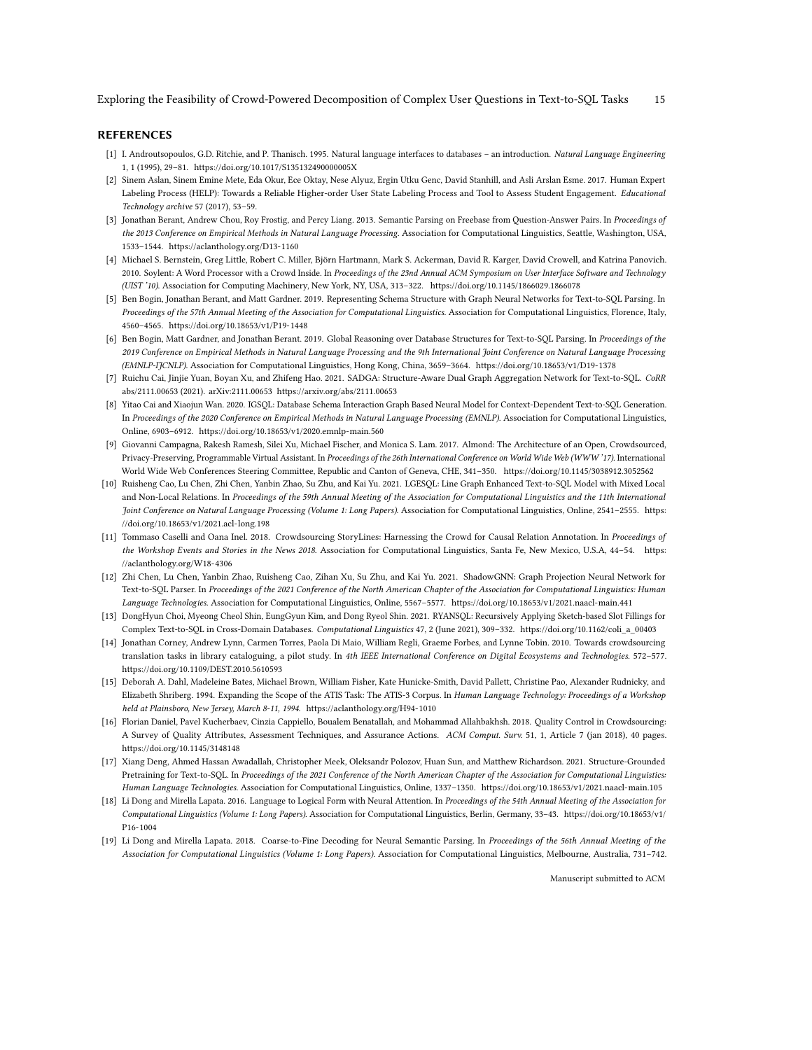## REFERENCES

[1] I. Androutsopoulos, G.D. Ritchie, and P. Thanisch. 1995. Natural language interfaces to databases – an introduction. *Natural Language Engineering* 1, 1 (1995), 29–81. https://doi.org/10.1017/S135132490000005X

[2] Sinem Aslan, Sinem Emine Mete, Eda Okur, Ece Oktay, Nese Alyuz, Ergin Utku Genc, David Stanhill, and Asli Arslan Esme. 2017. Human Expert Labeling Process (HELP): Towards a Reliable Higher-order User State Labeling Process and Tool to Assess Student Engagement. *Educational Technology archive* 57 (2017), 53–59.

[3] Jonathan Berant, Andrew Chou, Roy Frostig, and Percy Liang. 2013. Semantic Parsing on Freebase from Question-Answer Pairs. In *Proceedings of the 2013 Conference on Empirical Methods in Natural Language Processing*. Association for Computational Linguistics, Seattle, Washington, USA, 1533–1544. https://aclanthology.org/D13-1160

[4] Michael S. Bernstein, Greg Little, Robert C. Miller, Björn Hartmann, Mark S. Ackerman, David R. Karger, David Crowell, and Katrina Panovich. 2010. Soylent: A Word Processor with a Crowd Inside. In *Proceedings of the 23nd Annual ACM Symposium on User Interface Software and Technology (UIST '10)*. Association for Computing Machinery, New York, NY, USA, 313–322. https://doi.org/10.1145/1866029.1866078

[5] Ben Bogin, Jonathan Berant, and Matt Gardner. 2019. Representing Schema Structure with Graph Neural Networks for Text-to-SQL Parsing. In *Proceedings of the 57th Annual Meeting of the Association for Computational Linguistics*. Association for Computational Linguistics, Florence, Italy, 4560–4565. https://doi.org/10.18653/v1/P19-1448

[6] Ben Bogin, Matt Gardner, and Jonathan Berant. 2019. Global Reasoning over Database Structures for Text-to-SQL Parsing. In *Proceedings of the 2019 Conference on Empirical Methods in Natural Language Processing and the 9th International Joint Conference on Natural Language Processing (EMNLP-IJCNLP)*. Association for Computational Linguistics, Hong Kong, China, 3659–3664. https://doi.org/10.18653/v1/D19-1378

[7] Ruichu Cai, Jinjie Yuan, Boyan Xu, and Zhifeng Hao. 2021. SADGA: Structure-Aware Dual Graph Aggregation Network for Text-to-SQL. *CoRR* abs/2111.00653 (2021). arXiv:2111.00653 https://arxiv.org/abs/2111.00653

[8] Yitao Cai and Xiaojun Wan. 2020. IGSQL: Database Schema Interaction Graph Based Neural Model for Context-Dependent Text-to-SQL Generation. In *Proceedings of the 2020 Conference on Empirical Methods in Natural Language Processing (EMNLP)*. Association for Computational Linguistics, Online, 6903–6912. https://doi.org/10.18653/v1/2020.emnlp-main.560

[9] Giovanni Campagna, Rakesh Ramesh, Silei Xu, Michael Fischer, and Monica S. Lam. 2017. Almond: The Architecture of an Open, Crowdsourced, Privacy-Preserving, Programmable Virtual Assistant. In *Proceedings of the 26th International Conference on World Wide Web (WWW '17)*. International World Wide Web Conferences Steering Committee, Republic and Canton of Geneva, CHE, 341–350. https://doi.org/10.1145/3038912.3052562

[10] Ruisheng Cao, Lu Chen, Zhi Chen, Yanbin Zhao, Su Zhu, and Kai Yu. 2021. LGESQL: Line Graph Enhanced Text-to-SQL Model with Mixed Local and Non-Local Relations. In *Proceedings of the 59th Annual Meeting of the Association for Computational Linguistics and the 11th International Joint Conference on Natural Language Processing (Volume 1: Long Papers)*. Association for Computational Linguistics, Online, 2541–2555. https://doi.org/10.18653/v1/2021.acl-long.198

[11] Tommaso Caselli and Oana Inel. 2018. Crowdsourcing StoryLines: Harnessing the Crowd for Causal Relation Annotation. In *Proceedings of the Workshop Events and Stories in the News 2018*. Association for Computational Linguistics, Santa Fe, New Mexico, U.S.A, 44–54. https://aclanthology.org/W18-4306

[12] Zhi Chen, Lu Chen, Yanbin Zhao, Ruisheng Cao, Zihan Xu, Su Zhu, and Kai Yu. 2021. ShadowGNN: Graph Projection Neural Network for Text-to-SQL Parser. In *Proceedings of the 2021 Conference of the North American Chapter of the Association for Computational Linguistics: Human Language Technologies*. Association for Computational Linguistics, Online, 5567–5577. https://doi.org/10.18653/v1/2021.naacl-main.441

[13] DongHyun Choi, Myeong Cheol Shin, EungGyun Kim, and Dong Ryeol Shin. 2021. RYANSQL: Recursively Applying Sketch-based Slot Fillings for Complex Text-to-SQL in Cross-Domain Databases. *Computational Linguistics* 47, 2 (June 2021), 309–332. https://doi.org/10.1162/coli_a_00403

[14] Jonathan Corney, Andrew Lynn, Carmen Torres, Paola Di Maio, William Regli, Graeme Forbes, and Lynne Tobin. 2010. Towards crowdsourcing translation tasks in library cataloguing, a pilot study. In *4th IEEE International Conference on Digital Ecosystems and Technologies*. 572–577. https://doi.org/10.1109/DEST.2010.5610593

[15] Deborah A. Dahl, Madeleine Bates, Michael Brown, William Fisher, Kate Hunicke-Smith, David Pallett, Christine Pao, Alexander Rudnicky, and Elizabeth Shriberg. 1994. Expanding the Scope of the ATIS Task: The ATIS-3 Corpus. In *Human Language Technology: Proceedings of a Workshop held at Plainsboro, New Jersey, March 8-11, 1994*. https://aclanthology.org/H94-1010

[16] Florian Daniel, Pavel Kucherbaev, Cinzia Cappiello, Boualem Benatallah, and Mohammad Allahbakhsh. 2018. Quality Control in Crowdsourcing: A Survey of Quality Attributes, Assessment Techniques, and Assurance Actions. *ACM Comput. Surv.* 51, 1, Article 7 (jan 2018), 40 pages. https://doi.org/10.1145/3148148

[17] Xiang Deng, Ahmed Hassan Awadallah, Christopher Meek, Oleksandr Polozov, Huan Sun, and Matthew Richardson. 2021. Structure-Grounded Pretraining for Text-to-SQL. In *Proceedings of the 2021 Conference of the North American Chapter of the Association for Computational Linguistics: Human Language Technologies*. Association for Computational Linguistics, Online, 1337–1350. https://doi.org/10.18653/v1/2021.naacl-main.105

[18] Li Dong and Mirella Lapata. 2016. Language to Logical Form with Neural Attention. In *Proceedings of the 54th Annual Meeting of the Association for Computational Linguistics (Volume 1: Long Papers)*. Association for Computational Linguistics, Berlin, Germany, 33–43. https://doi.org/10.18653/v1/P16-1004

[19] Li Dong and Mirella Lapata. 2018. Coarse-to-Fine Decoding for Neural Semantic Parsing. In *Proceedings of the 56th Annual Meeting of the Association for Computational Linguistics (Volume 1: Long Papers)*. Association for Computational Linguistics, Melbourne, Australia, 731–742.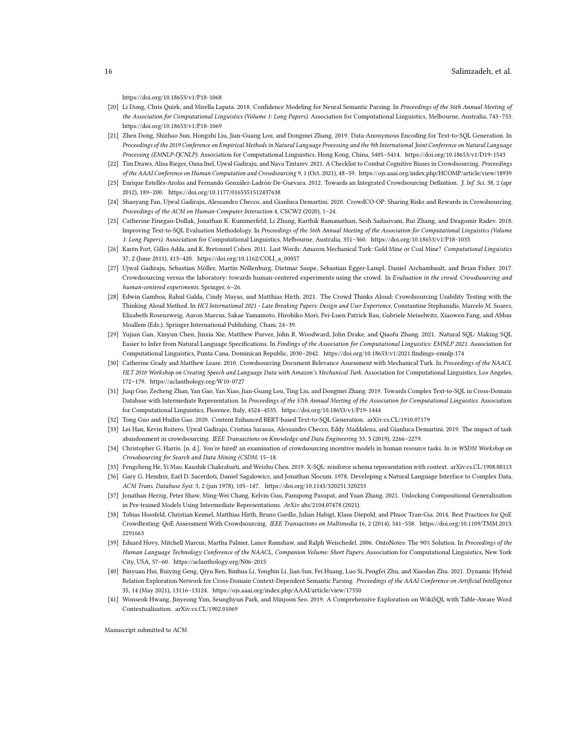https://doi.org/10.18653/v1/P18-1068

[20] Li Dong, Chris Quirk, and Mirella Lapata. 2018. Confidence Modeling for Neural Semantic Parsing. In *Proceedings of the 56th Annual Meeting of the Association for Computational Linguistics (Volume 1: Long Papers)*. Association for Computational Linguistics, Melbourne, Australia, 743–753. https://doi.org/10.18653/v1/P18-1069

[21] Zhen Dong, Shizhao Sun, Hongzhi Liu, Jian-Guang Lou, and Dongmei Zhang. 2019. Data-Anonymous Encoding for Text-to-SQL Generation. In *Proceedings of the 2019 Conference on Empirical Methods in Natural Language Processing and the 9th International Joint Conference on Natural Language Processing (EMNLP-IJCNLP)*. Association for Computational Linguistics, Hong Kong, China, 5405–5414. https://doi.org/10.18653/v1/D19-1543

[22] Tim Draws, Alisa Rieger, Oana Inel, Ujwal Gadiraju, and Nava Tintarev. 2021. A Checklist to Combat Cognitive Biases in Crowdsourcing. *Proceedings of the AAAI Conference on Human Computation and Crowdsourcing* 9, 1 (Oct. 2021), 48–59. https://ojs.aaai.org/index.php/HCOMP/article/view/18939

[23] Enrique Estellés-Arolas and Fernando González-Ladrón-De-Guevara. 2012. Towards an Integrated Crowdsourcing Definition. *J. Inf. Sci.* 38, 2 (apr 2012), 189–200. https://doi.org/10.1177/0165551512437638

[24] Shaoyang Fan, Ujwal Gadiraju, Alessandro Checco, and Gianluca Demartini. 2020. CrowdCO-OP: Sharing Risks and Rewards in Crowdsourcing. *Proceedings of the ACM on Human-Computer Interaction* 4, CSCW2 (2020), 1–24.

[25] Catherine Finegan-Dollak, Jonathan K. Kummerfeld, Li Zhang, Karthik Ramanathan, Sesh Sadasivam, Rui Zhang, and Dragomir Radev. 2018. Improving Text-to-SQL Evaluation Methodology. In *Proceedings of the 56th Annual Meeting of the Association for Computational Linguistics (Volume 1: Long Papers)*. Association for Computational Linguistics, Melbourne, Australia, 351–360. https://doi.org/10.18653/v1/P18-1033

[26] Karën Fort, Gilles Adda, and K. Bretonnel Cohen. 2011. Last Words: Amazon Mechanical Turk: Gold Mine or Coal Mine? *Computational Linguistics* 37, 2 (June 2011), 413–420. https://doi.org/10.1162/COLI_a_00057

[27] Ujwal Gadiraju, Sebastian Möller, Martin Nöllenburg, Dietmar Saupe, Sebastian Egger-Lampl, Daniel Archambault, and Brian Fisher. 2017. Crowdsourcing versus the laboratory: towards human-centered experiments using the crowd. In *Evaluation in the crowd. Crowdsourcing and human-centered experiments*. Springer, 6–26.

[28] Edwin Gamboa, Rahul Galda, Cindy Mayas, and Matthias Hirth. 2021. The Crowd Thinks Aloud: Crowdsourcing Usability Testing with the Thinking Aloud Method. In *HCI International 2021 - Late Breaking Papers: Design and User Experience*, Constantine Stephanidis, Marcelo M. Soares, Elizabeth Rosenzweig, Aaron Marcus, Sakae Yamamoto, Hirohiko Mori, Pei-Luen Patrick Rau, Gabriele Meiselwitz, Xiaowen Fang, and Abbas Moallem (Eds.). Springer International Publishing, Cham, 24–39.

[29] Yujian Gan, Xinyun Chen, Jinxia Xie, Matthew Purver, John R. Woodward, John Drake, and Qiaofu Zhang. 2021. Natural SQL: Making SQL Easier to Infer from Natural Language Specifications. In *Findings of the Association for Computational Linguistics: EMNLP 2021*. Association for Computational Linguistics, Punta Cana, Dominican Republic, 2030–2042. https://doi.org/10.18653/v1/2021.findings-emnlp.174

[30] Catherine Grady and Matthew Lease. 2010. Crowdsourcing Document Relevance Assessment with Mechanical Turk. In *Proceedings of the NAACL HLT 2010 Workshop on Creating Speech and Language Data with Amazon's Mechanical Turk*. Association for Computational Linguistics, Los Angeles, 172–179. https://aclanthology.org/W10-0727

[31] Jiaqi Guo, Zecheng Zhan, Yan Gao, Yan Xiao, Jian-Guang Lou, Ting Liu, and Dongmei Zhang. 2019. Towards Complex Text-to-SQL in Cross-Domain Database with Intermediate Representation. In *Proceedings of the 57th Annual Meeting of the Association for Computational Linguistics*. Association for Computational Linguistics, Florence, Italy, 4524–4535. https://doi.org/10.18653/v1/P19-1444

[32] Tong Guo and Huilin Gao. 2020. Content Enhanced BERT-based Text-to-SQL Generation. arXiv:cs.CL/1910.07179

[33] Lei Han, Kevin Roitero, Ujwal Gadiraju, Cristina Sarasua, Alessandro Checco, Eddy Maddalena, and Gianluca Demartini. 2019. The impact of task abandonment in crowdsourcing. *IEEE Transactions on Knowledge and Data Engineering* 33, 5 (2019), 2266–2279.

[34] Christopher G. Harris. [n. d.]. You're hired! an examination of crowdsourcing incentive models in human resource tasks. In *in WSDM Workshop on Crowdsourcing for Search and Data Mining (CSDM*. 15–18.

[35] Pengcheng He, Yi Mao, Kaushik Chakrabarti, and Weizhu Chen. 2019. X-SQL: reinforce schema representation with context. arXiv:cs.CL/1908.08113

[36] Gary G. Hendrix, Earl D. Sacerdoti, Daniel Sagalowicz, and Jonathan Slocum. 1978. Developing a Natural Language Interface to Complex Data. *ACM Trans. Database Syst.* 3, 2 (jun 1978), 105–147. https://doi.org/10.1145/320251.320253

[37] Jonathan Herzig, Peter Shaw, Ming-Wei Chang, Kelvin Guu, Panupong Pasupat, and Yuan Zhang. 2021. Unlocking Compositional Generalization in Pre-trained Models Using Intermediate Representations. *ArXiv* abs/2104.07478 (2021).

[38] Tobias Hossfeld, Christian Keimel, Matthias Hirth, Bruno Gardlo, Julian Habigt, Klaus Diepold, and Phuoc Tran-Gia. 2014. Best Practices for QoE Crowdtesting: QoE Assessment With Crowdsourcing. *IEEE Transactions on Multimedia* 16, 2 (2014), 541–558. https://doi.org/10.1109/TMM.2013.2291663

[39] Eduard Hovy, Mitchell Marcus, Martha Palmer, Lance Ramshaw, and Ralph Weischedel. 2006. OntoNotes: The 90% Solution. In *Proceedings of the Human Language Technology Conference of the NAACL, Companion Volume: Short Papers*. Association for Computational Linguistics, New York City, USA, 57–60. https://aclanthology.org/N06-2015

[40] Binyuan Hui, Ruiying Geng, Qiyu Ren, Binhua Li, Yongbin Li, Jian Sun, Fei Huang, Luo Si, Pengfei Zhu, and Xiaodan Zhu. 2021. Dynamic Hybrid Relation Exploration Network for Cross-Domain Context-Dependent Semantic Parsing. *Proceedings of the AAAI Conference on Artificial Intelligence* 35, 14 (May 2021), 13116–13124. https://ojs.aaai.org/index.php/AAAI/article/view/17550

[41] Wonseok Hwang, Jinyeong Yim, Seunghyun Park, and Minjoon Seo. 2019. A Comprehensive Exploration on WikiSQL with Table-Aware Word Contextualization. arXiv:cs.CL/1902.01069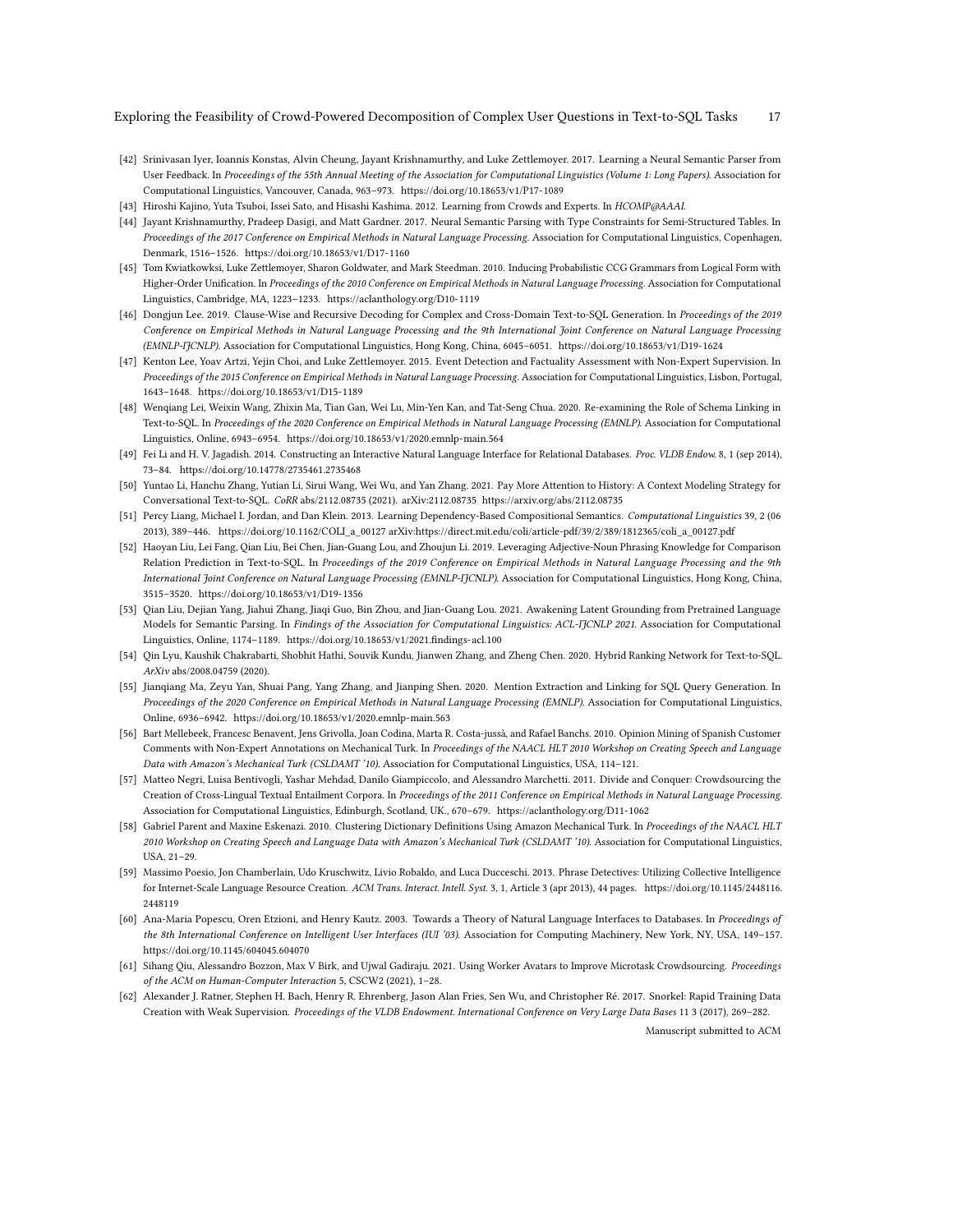[42] Srinivasan Iyer, Ioannis Konstas, Alvin Cheung, Jayant Krishnamurthy, and Luke Zettlemoyer. 2017. Learning a Neural Semantic Parser from User Feedback. In *Proceedings of the 55th Annual Meeting of the Association for Computational Linguistics (Volume 1: Long Papers)*. Association for Computational Linguistics, Vancouver, Canada, 963–973. https://doi.org/10.18653/v1/P17-1089

[43] Hiroshi Kajino, Yuta Tsuboi, Issei Sato, and Hisashi Kashima. 2012. Learning from Crowds and Experts. In *HCOMP@AAAI*.

[44] Jayant Krishnamurthy, Pradeep Dasigi, and Matt Gardner. 2017. Neural Semantic Parsing with Type Constraints for Semi-Structured Tables. In *Proceedings of the 2017 Conference on Empirical Methods in Natural Language Processing*. Association for Computational Linguistics, Copenhagen, Denmark, 1516–1526. https://doi.org/10.18653/v1/D17-1160

[45] Tom Kwiatkowksi, Luke Zettlemoyer, Sharon Goldwater, and Mark Steedman. 2010. Inducing Probabilistic CCG Grammars from Logical Form with Higher-Order Unification. In *Proceedings of the 2010 Conference on Empirical Methods in Natural Language Processing*. Association for Computational Linguistics, Cambridge, MA, 1223–1233. https://aclanthology.org/D10-1119

[46] Dongjun Lee. 2019. Clause-Wise and Recursive Decoding for Complex and Cross-Domain Text-to-SQL Generation. In *Proceedings of the 2019 Conference on Empirical Methods in Natural Language Processing and the 9th International Joint Conference on Natural Language Processing (EMNLP-IJCNLP)*. Association for Computational Linguistics, Hong Kong, China, 6045–6051. https://doi.org/10.18653/v1/D19-1624

[47] Kenton Lee, Yoav Artzi, Yejin Choi, and Luke Zettlemoyer. 2015. Event Detection and Factuality Assessment with Non-Expert Supervision. In *Proceedings of the 2015 Conference on Empirical Methods in Natural Language Processing*. Association for Computational Linguistics, Lisbon, Portugal, 1643–1648. https://doi.org/10.18653/v1/D15-1189

[48] Wenqiang Lei, Weixin Wang, Zhixin Ma, Tian Gan, Wei Lu, Min-Yen Kan, and Tat-Seng Chua. 2020. Re-examining the Role of Schema Linking in Text-to-SQL. In *Proceedings of the 2020 Conference on Empirical Methods in Natural Language Processing (EMNLP)*. Association for Computational Linguistics, Online, 6943–6954. https://doi.org/10.18653/v1/2020.emnlp-main.564

[49] Fei Li and H. V. Jagadish. 2014. Constructing an Interactive Natural Language Interface for Relational Databases. *Proc. VLDB Endow.* 8, 1 (sep 2014), 73–84. https://doi.org/10.14778/2735461.2735468

[50] Yuntao Li, Hanchu Zhang, Yutian Li, Sirui Wang, Wei Wu, and Yan Zhang. 2021. Pay More Attention to History: A Context Modeling Strategy for Conversational Text-to-SQL. *CoRR* abs/2112.08735 (2021). arXiv:2112.08735 https://arxiv.org/abs/2112.08735

[51] Percy Liang, Michael I. Jordan, and Dan Klein. 2013. Learning Dependency-Based Compositional Semantics. *Computational Linguistics* 39, 2 (06 2013), 389–446. https://doi.org/10.1162/COLI_a_00127 arXiv:https://direct.mit.edu/coli/article-pdf/39/2/389/1812365/coli_a_00127.pdf

[52] Haoyan Liu, Lei Fang, Qian Liu, Bei Chen, Jian-Guang Lou, and Zhoujun Li. 2019. Leveraging Adjective-Noun Phrasing Knowledge for Comparison Relation Prediction in Text-to-SQL. In *Proceedings of the 2019 Conference on Empirical Methods in Natural Language Processing and the 9th International Joint Conference on Natural Language Processing (EMNLP-IJCNLP)*. Association for Computational Linguistics, Hong Kong, China, 3515–3520. https://doi.org/10.18653/v1/D19-1356

[53] Qian Liu, Dejian Yang, Jiahui Zhang, Jiaqi Guo, Bin Zhou, and Jian-Guang Lou. 2021. Awakening Latent Grounding from Pretrained Language Models for Semantic Parsing. In *Findings of the Association for Computational Linguistics: ACL-IJCNLP 2021*. Association for Computational Linguistics, Online, 1174–1189. https://doi.org/10.18653/v1/2021.findings-acl.100

[54] Qin Lyu, Kaushik Chakrabarti, Shobhit Hathi, Souvik Kundu, Jianwen Zhang, and Zheng Chen. 2020. Hybrid Ranking Network for Text-to-SQL. *ArXiv* abs/2008.04759 (2020).

[55] Jianqiang Ma, Zeyu Yan, Shuai Pang, Yang Zhang, and Jianping Shen. 2020. Mention Extraction and Linking for SQL Query Generation. In *Proceedings of the 2020 Conference on Empirical Methods in Natural Language Processing (EMNLP)*. Association for Computational Linguistics, Online, 6936–6942. https://doi.org/10.18653/v1/2020.emnlp-main.563

[56] Bart Mellebeek, Francesc Benavent, Jens Grivolla, Joan Codina, Marta R. Costa-jussà, and Rafael Banchs. 2010. Opinion Mining of Spanish Customer Comments with Non-Expert Annotations on Mechanical Turk. In *Proceedings of the NAACL HLT 2010 Workshop on Creating Speech and Language Data with Amazon's Mechanical Turk (CSLDAMT '10)*. Association for Computational Linguistics, USA, 114–121.

[57] Matteo Negri, Luisa Bentivogli, Yashar Mehdad, Danilo Giampiccolo, and Alessandro Marchetti. 2011. Divide and Conquer: Crowdsourcing the Creation of Cross-Lingual Textual Entailment Corpora. In *Proceedings of the 2011 Conference on Empirical Methods in Natural Language Processing*. Association for Computational Linguistics, Edinburgh, Scotland, UK., 670–679. https://aclanthology.org/D11-1062

[58] Gabriel Parent and Maxine Eskenazi. 2010. Clustering Dictionary Definitions Using Amazon Mechanical Turk. In *Proceedings of the NAACL HLT 2010 Workshop on Creating Speech and Language Data with Amazon's Mechanical Turk (CSLDAMT '10)*. Association for Computational Linguistics, USA, 21–29.

[59] Massimo Poesio, Jon Chamberlain, Udo Kruschwitz, Livio Robaldo, and Luca Ducceschi. 2013. Phrase Detectives: Utilizing Collective Intelligence for Internet-Scale Language Resource Creation. *ACM Trans. Interact. Intell. Syst.* 3, 1, Article 3 (apr 2013), 44 pages. https://doi.org/10.1145/2448116.2448119

[60] Ana-Maria Popescu, Oren Etzioni, and Henry Kautz. 2003. Towards a Theory of Natural Language Interfaces to Databases. In *Proceedings of the 8th International Conference on Intelligent User Interfaces (IUI '03)*. Association for Computing Machinery, New York, NY, USA, 149–157. https://doi.org/10.1145/604045.604070

[61] Sihang Qiu, Alessandro Bozzon, Max V Birk, and Ujwal Gadiraju. 2021. Using Worker Avatars to Improve Microtask Crowdsourcing. *Proceedings of the ACM on Human-Computer Interaction* 5, CSCW2 (2021), 1–28.

[62] Alexander J. Ratner, Stephen H. Bach, Henry R. Ehrenberg, Jason Alan Fries, Sen Wu, and Christopher Ré. 2017. Snorkel: Rapid Training Data Creation with Weak Supervision. *Proceedings of the VLDB Endowment. International Conference on Very Large Data Bases* 11 3 (2017), 269–282.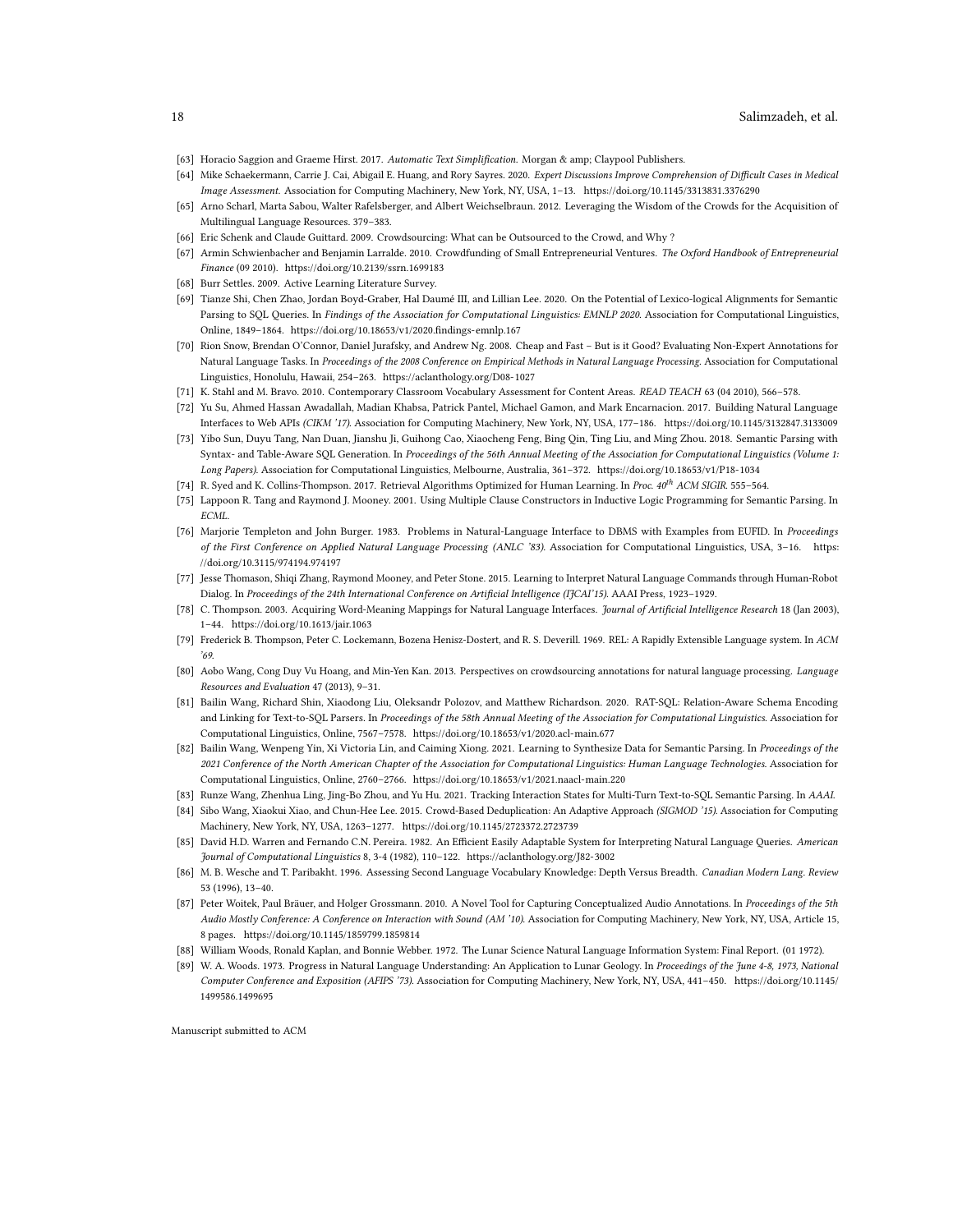- [63] Horacio Saggion and Graeme Hirst. 2017. *Automatic Text Simplification.* Morgan & amp; Claypool Publishers.
- [64] Mike Schaekermann, Carrie J. Cai, Abigail E. Huang, and Rory Sayres. 2020. *Expert Discussions Improve Comprehension of Difficult Cases in Medical Image Assessment.* Association for Computing Machinery, New York, NY, USA, 1–13. https://doi.org/10.1145/3313831.3376290
- [65] Arno Scharl, Marta Sabou, Walter Rafelsberger, and Albert Weichselbraun. 2012. Leveraging the Wisdom of the Crowds for the Acquisition of Multilingual Language Resources. 379–383.
- [66] Eric Schenk and Claude Guittard. 2009. Crowdsourcing: What can be Outsourced to the Crowd, and Why ?
- [67] Armin Schwienbacher and Benjamin Larralde. 2010. Crowdfunding of Small Entrepreneurial Ventures. *The Oxford Handbook of Entrepreneurial Finance* (09 2010). https://doi.org/10.2139/ssrn.1699183
- [68] Burr Settles. 2009. Active Learning Literature Survey.
- [69] Tianze Shi, Chen Zhao, Jordan Boyd-Graber, Hal Daumé III, and Lillian Lee. 2020. On the Potential of Lexico-logical Alignments for Semantic Parsing to SQL Queries. In *Findings of the Association for Computational Linguistics: EMNLP 2020.* Association for Computational Linguistics, Online, 1849–1864. https://doi.org/10.18653/v1/2020.findings-emnlp.167
- [70] Rion Snow, Brendan O'Connor, Daniel Jurafsky, and Andrew Ng. 2008. Cheap and Fast – But is it Good? Evaluating Non-Expert Annotations for Natural Language Tasks. In *Proceedings of the 2008 Conference on Empirical Methods in Natural Language Processing.* Association for Computational Linguistics, Honolulu, Hawaii, 254–263. https://aclanthology.org/D08-1027
- [71] K. Stahl and M. Bravo. 2010. Contemporary Classroom Vocabulary Assessment for Content Areas. *READ TEACH* 63 (04 2010), 566–578.
- [72] Yu Su, Ahmed Hassan Awadallah, Madian Khabsa, Patrick Pantel, Michael Gamon, and Mark Encarnacion. 2017. Building Natural Language Interfaces to Web APIs *(CIKM '17).* Association for Computing Machinery, New York, NY, USA, 177–186. https://doi.org/10.1145/3132847.3133009
- [73] Yibo Sun, Duyu Tang, Nan Duan, Jianshu Ji, Guihong Cao, Xiaocheng Feng, Bing Qin, Ting Liu, and Ming Zhou. 2018. Semantic Parsing with Syntax- and Table-Aware SQL Generation. In *Proceedings of the 56th Annual Meeting of the Association for Computational Linguistics (Volume 1: Long Papers).* Association for Computational Linguistics, Melbourne, Australia, 361–372. https://doi.org/10.18653/v1/P18-1034
- [74] R. Syed and K. Collins-Thompson. 2017. Retrieval Algorithms Optimized for Human Learning. In *Proc. 40$^{th}$ ACM SIGIR.* 555–564.
- [75] Lappoon R. Tang and Raymond J. Mooney. 2001. Using Multiple Clause Constructors in Inductive Logic Programming for Semantic Parsing. In *ECML.*
- [76] Marjorie Templeton and John Burger. 1983. Problems in Natural-Language Interface to DBMS with Examples from EUFID. In *Proceedings of the First Conference on Applied Natural Language Processing (ANLC '83).* Association for Computational Linguistics, USA, 3–16. https://doi.org/10.3115/974194.974197
- [77] Jesse Thomason, Shiqi Zhang, Raymond Mooney, and Peter Stone. 2015. Learning to Interpret Natural Language Commands through Human-Robot Dialog. In *Proceedings of the 24th International Conference on Artificial Intelligence (IJCAI'15).* AAAI Press, 1923–1929.
- [78] C. Thompson. 2003. Acquiring Word-Meaning Mappings for Natural Language Interfaces. *Journal of Artificial Intelligence Research* 18 (Jan 2003), 1–44. https://doi.org/10.1613/jair.1063
- [79] Frederick B. Thompson, Peter C. Lockemann, Bozena Henisz-Dostert, and R. S. Deverill. 1969. REL: A Rapidly Extensible Language system. In *ACM '69.*
- [80] Aobo Wang, Cong Duy Vu Hoang, and Min-Yen Kan. 2013. Perspectives on crowdsourcing annotations for natural language processing. *Language Resources and Evaluation* 47 (2013), 9–31.
- [81] Bailin Wang, Richard Shin, Xiaodong Liu, Oleksandr Polozov, and Matthew Richardson. 2020. RAT-SQL: Relation-Aware Schema Encoding and Linking for Text-to-SQL Parsers. In *Proceedings of the 58th Annual Meeting of the Association for Computational Linguistics.* Association for Computational Linguistics, Online, 7567–7578. https://doi.org/10.18653/v1/2020.acl-main.677
- [82] Bailin Wang, Wenpeng Yin, Xi Victoria Lin, and Caiming Xiong. 2021. Learning to Synthesize Data for Semantic Parsing. In *Proceedings of the 2021 Conference of the North American Chapter of the Association for Computational Linguistics: Human Language Technologies.* Association for Computational Linguistics, Online, 2760–2766. https://doi.org/10.18653/v1/2021.naacl-main.220
- [83] Runze Wang, Zhenhua Ling, Jing-Bo Zhou, and Yu Hu. 2021. Tracking Interaction States for Multi-Turn Text-to-SQL Semantic Parsing. In *AAAI.*
- [84] Sibo Wang, Xiaokui Xiao, and Chun-Hee Lee. 2015. Crowd-Based Deduplication: An Adaptive Approach *(SIGMOD '15).* Association for Computing Machinery, New York, NY, USA, 1263–1277. https://doi.org/10.1145/2723372.2723739
- [85] David H.D. Warren and Fernando C.N. Pereira. 1982. An Efficient Easily Adaptable System for Interpreting Natural Language Queries. *American Journal of Computational Linguistics* 8, 3-4 (1982), 110–122. https://aclanthology.org/J82-3002
- [86] M. B. Wesche and T. Paribakht. 1996. Assessing Second Language Vocabulary Knowledge: Depth Versus Breadth. *Canadian Modern Lang. Review* 53 (1996), 13–40.
- [87] Peter Woitek, Paul Bräuer, and Holger Grossmann. 2010. A Novel Tool for Capturing Conceptualized Audio Annotations. In *Proceedings of the 5th Audio Mostly Conference: A Conference on Interaction with Sound (AM '10).* Association for Computing Machinery, New York, NY, USA, Article 15, 8 pages. https://doi.org/10.1145/1859799.1859814
- [88] William Woods, Ronald Kaplan, and Bonnie Webber. 1972. The Lunar Science Natural Language Information System: Final Report. (01 1972).
- [89] W. A. Woods. 1973. Progress in Natural Language Understanding: An Application to Lunar Geology. In *Proceedings of the June 4-8, 1973, National Computer Conference and Exposition (AFIPS '73).* Association for Computing Machinery, New York, NY, USA, 441–450. https://doi.org/10.1145/1499586.1499695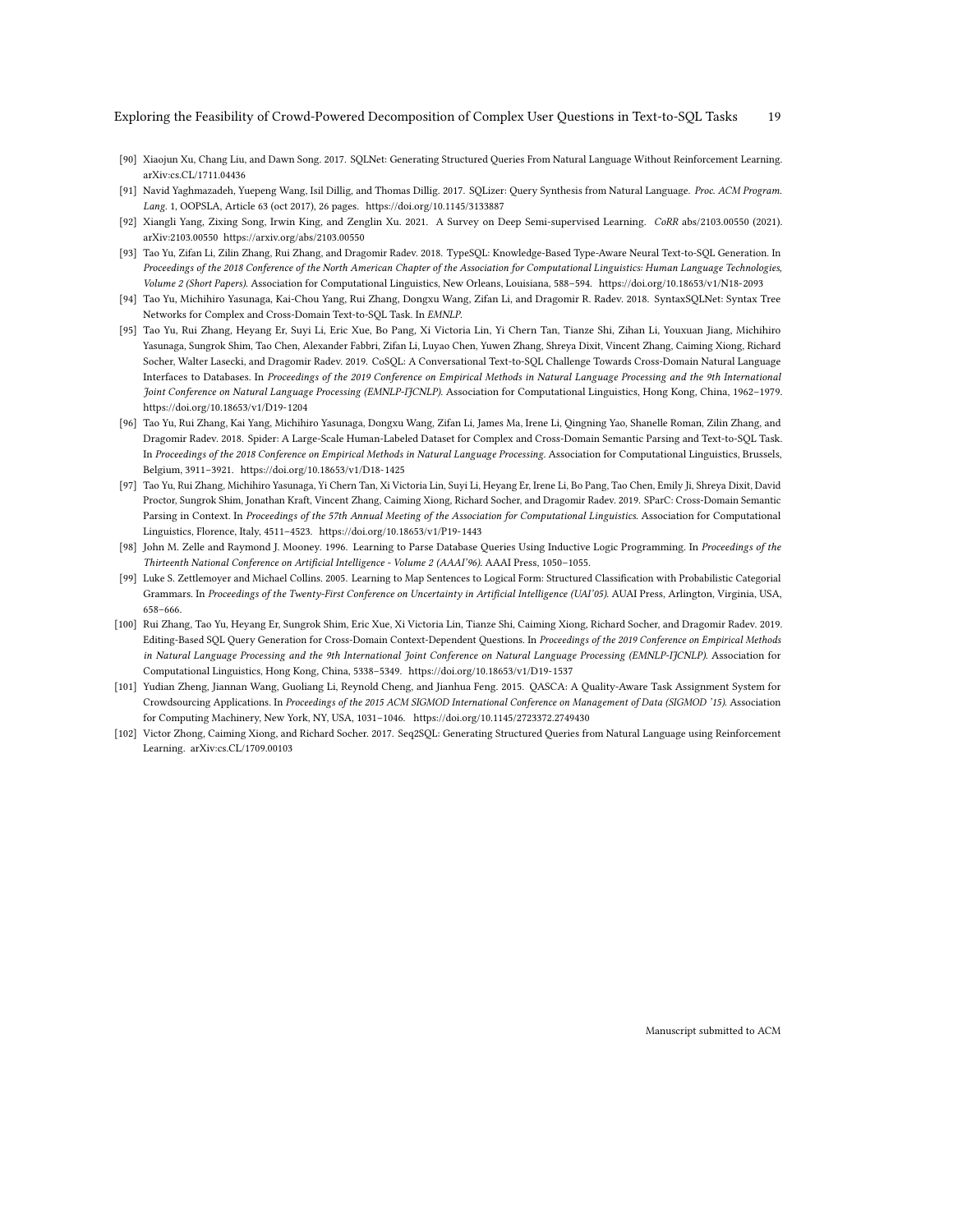[90] Xiaojun Xu, Chang Liu, and Dawn Song. 2017. SQLNet: Generating Structured Queries From Natural Language Without Reinforcement Learning. arXiv:cs.CL/1711.04436

[91] Navid Yaghmazadeh, Yuepeng Wang, Isil Dillig, and Thomas Dillig. 2017. SQLizer: Query Synthesis from Natural Language. *Proc. ACM Program. Lang.* 1, OOPSLA, Article 63 (oct 2017), 26 pages. https://doi.org/10.1145/3133887

[92] Xiangli Yang, Zixing Song, Irwin King, and Zenglin Xu. 2021. A Survey on Deep Semi-supervised Learning. *CoRR* abs/2103.00550 (2021). arXiv:2103.00550 https://arxiv.org/abs/2103.00550

[93] Tao Yu, Zifan Li, Zilin Zhang, Rui Zhang, and Dragomir Radev. 2018. TypeSQL: Knowledge-Based Type-Aware Neural Text-to-SQL Generation. In *Proceedings of the 2018 Conference of the North American Chapter of the Association for Computational Linguistics: Human Language Technologies, Volume 2 (Short Papers)*. Association for Computational Linguistics, New Orleans, Louisiana, 588–594. https://doi.org/10.18653/v1/N18-2093

[94] Tao Yu, Michihiro Yasunaga, Kai-Chou Yang, Rui Zhang, Dongxu Wang, Zifan Li, and Dragomir R. Radev. 2018. SyntaxSQLNet: Syntax Tree Networks for Complex and Cross-Domain Text-to-SQL Task. In *EMNLP*.

[95] Tao Yu, Rui Zhang, Heyang Er, Suyi Li, Eric Xue, Bo Pang, Xi Victoria Lin, Yi Chern Tan, Tianze Shi, Zihan Li, Youxuan Jiang, Michihiro Yasunaga, Sungrok Shim, Tao Chen, Alexander Fabbri, Zifan Li, Luyao Chen, Yuwen Zhang, Shreya Dixit, Vincent Zhang, Caiming Xiong, Richard Socher, Walter Lasecki, and Dragomir Radev. 2019. CoSQL: A Conversational Text-to-SQL Challenge Towards Cross-Domain Natural Language Interfaces to Databases. In *Proceedings of the 2019 Conference on Empirical Methods in Natural Language Processing and the 9th International Joint Conference on Natural Language Processing (EMNLP-IJCNLP)*. Association for Computational Linguistics, Hong Kong, China, 1962–1979. https://doi.org/10.18653/v1/D19-1204

[96] Tao Yu, Rui Zhang, Kai Yang, Michihiro Yasunaga, Dongxu Wang, Zifan Li, James Ma, Irene Li, Qingning Yao, Shanelle Roman, Zilin Zhang, and Dragomir Radev. 2018. Spider: A Large-Scale Human-Labeled Dataset for Complex and Cross-Domain Semantic Parsing and Text-to-SQL Task. In *Proceedings of the 2018 Conference on Empirical Methods in Natural Language Processing*. Association for Computational Linguistics, Brussels, Belgium, 3911–3921. https://doi.org/10.18653/v1/D18-1425

[97] Tao Yu, Rui Zhang, Michihiro Yasunaga, Yi Chern Tan, Xi Victoria Lin, Suyi Li, Heyang Er, Irene Li, Bo Pang, Tao Chen, Emily Ji, Shreya Dixit, David Proctor, Sungrok Shim, Jonathan Kraft, Vincent Zhang, Caiming Xiong, Richard Socher, and Dragomir Radev. 2019. SParC: Cross-Domain Semantic Parsing in Context. In *Proceedings of the 57th Annual Meeting of the Association for Computational Linguistics*. Association for Computational Linguistics, Florence, Italy, 4511–4523. https://doi.org/10.18653/v1/P19-1443

[98] John M. Zelle and Raymond J. Mooney. 1996. Learning to Parse Database Queries Using Inductive Logic Programming. In *Proceedings of the Thirteenth National Conference on Artificial Intelligence - Volume 2 (AAAI'96)*. AAAI Press, 1050–1055.

[99] Luke S. Zettlemoyer and Michael Collins. 2005. Learning to Map Sentences to Logical Form: Structured Classification with Probabilistic Categorial Grammars. In *Proceedings of the Twenty-First Conference on Uncertainty in Artificial Intelligence (UAI'05)*. AUAI Press, Arlington, Virginia, USA, 658–666.

[100] Rui Zhang, Tao Yu, Heyang Er, Sungrok Shim, Eric Xue, Xi Victoria Lin, Tianze Shi, Caiming Xiong, Richard Socher, and Dragomir Radev. 2019. Editing-Based SQL Query Generation for Cross-Domain Context-Dependent Questions. In *Proceedings of the 2019 Conference on Empirical Methods in Natural Language Processing and the 9th International Joint Conference on Natural Language Processing (EMNLP-IJCNLP)*. Association for Computational Linguistics, Hong Kong, China, 5338–5349. https://doi.org/10.18653/v1/D19-1537

[101] Yudian Zheng, Jiannan Wang, Guoliang Li, Reynold Cheng, and Jianhua Feng. 2015. QASCA: A Quality-Aware Task Assignment System for Crowdsourcing Applications. In *Proceedings of the 2015 ACM SIGMOD International Conference on Management of Data (SIGMOD '15)*. Association for Computing Machinery, New York, NY, USA, 1031–1046. https://doi.org/10.1145/2723372.2749430

[102] Victor Zhong, Caiming Xiong, and Richard Socher. 2017. Seq2SQL: Generating Structured Queries from Natural Language using Reinforcement Learning. arXiv:cs.CL/1709.00103